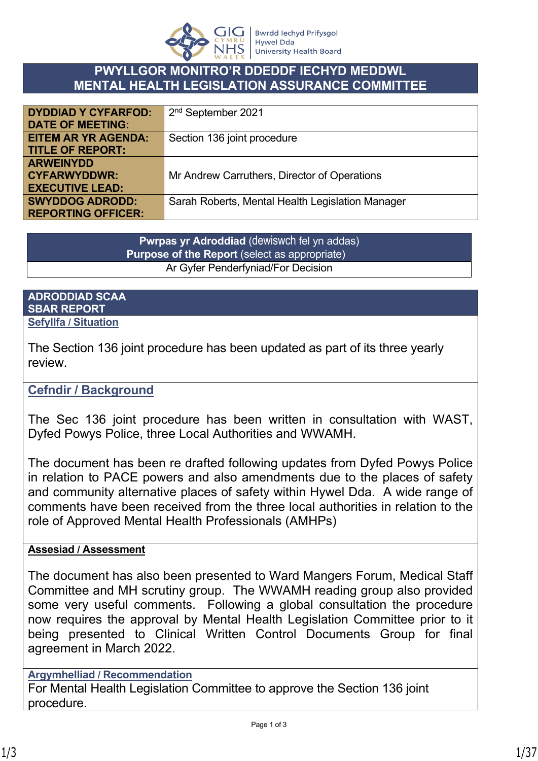# PWYLLGOR MONITRO'R DDEDDF IECHYD MEDDWL
# MENTAL HEALTH LEGISLATION ASSURANCE COMMITTEE

| | |
|---|---|
| **DYDDIAD Y CYFARFOD: DATE OF MEETING:** | 2nd September 2021 |
| **EITEM AR YR AGENDA: TITLE OF REPORT:** | Section 136 joint procedure |
| **ARWEINYDD CYFARWYDDWR: EXECUTIVE LEAD:** | Mr Andrew Carruthers, Director of Operations |
| **SWYDDOG ADRODD: REPORTING OFFICER:** | Sarah Roberts, Mental Health Legislation Manager |

| **Pwrpas yr Adroddiad** (dewiswch fel yn addas) **Purpose of the Report** (select as appropriate) |
|---|
| Ar Gyfer Penderfyniad/For Decision |

## ADRODDIAD SCAA
## SBAR REPORT

**Sefyllfa / Situation**

The Section 136 joint procedure has been updated as part of its three yearly review.

**Cefndir / Background**

The Sec 136 joint procedure has been written in consultation with WAST, Dyfed Powys Police, three Local Authorities and WWAMH.

The document has been re drafted following updates from Dyfed Powys Police in relation to PACE powers and also amendments due to the places of safety and community alternative places of safety within Hywel Dda. A wide range of comments have been received from the three local authorities in relation to the role of Approved Mental Health Professionals (AMHPs)

**Assesiad / Assessment**

The document has also been presented to Ward Mangers Forum, Medical Staff Committee and MH scrutiny group. The WWAMH reading group also provided some very useful comments. Following a global consultation the procedure now requires the approval by Mental Health Legislation Committee prior to it being presented to Clinical Written Control Documents Group for final agreement in March 2022.

**Argymhelliad / Recommendation**

For Mental Health Legislation Committee to approve the Section 136 joint procedure.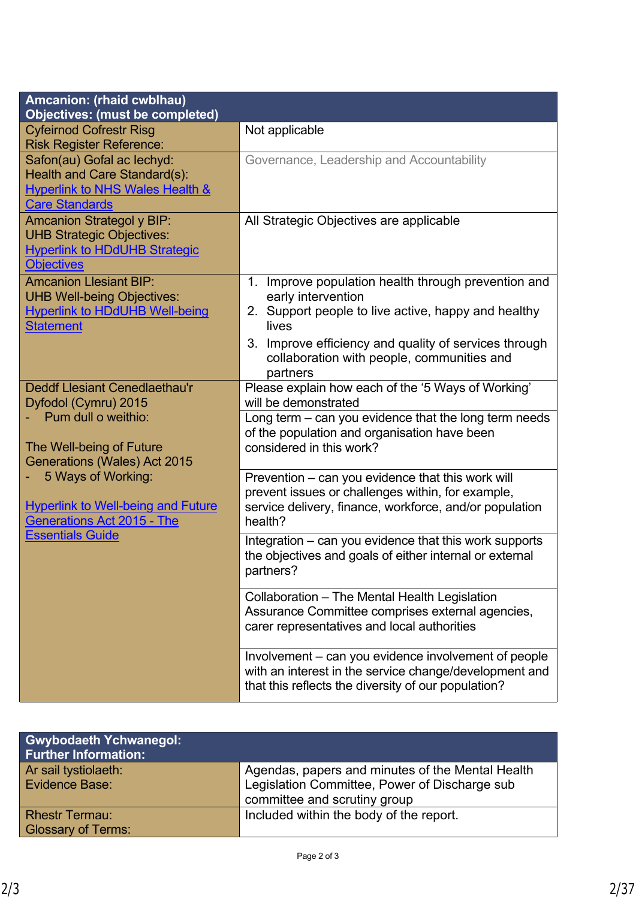| Amcanion: (rhaid cwblhau)<br>Objectives: (must be completed) | |
|---|---|
| Cyfeirnod Cofrestr Risg<br>Risk Register Reference: | Not applicable |
| Safon(au) Gofal ac Iechyd:<br>Health and Care Standard(s):<br>Hyperlink to NHS Wales Health & Care Standards | Governance, Leadership and Accountability |
| Amcanion Strategol y BIP:<br>UHB Strategic Objectives:<br>Hyperlink to HDdUHB Strategic Objectives | All Strategic Objectives are applicable |
| Amcanion Llesiant BIP:<br>UHB Well-being Objectives:<br>Hyperlink to HDdUHB Well-being Statement | 1. Improve population health through prevention and early intervention<br>2. Support people to live active, happy and healthy lives<br>3. Improve efficiency and quality of services through collaboration with people, communities and partners |
| Deddf Llesiant Cenedlaethau'r Dyfodol (Cymru) 2015<br>- Pum dull o weithio:<br><br>The Well-being of Future Generations (Wales) Act 2015<br>- 5 Ways of Working:<br><br>Hyperlink to Well-being and Future Generations Act 2015 - The Essentials Guide | Please explain how each of the '5 Ways of Working' will be demonstrated |
| | Long term – can you evidence that the long term needs of the population and organisation have been considered in this work? |
| | Prevention – can you evidence that this work will prevent issues or challenges within, for example, service delivery, finance, workforce, and/or population health? |
| | Integration – can you evidence that this work supports the objectives and goals of either internal or external partners? |
| | Collaboration – The Mental Health Legislation Assurance Committee comprises external agencies, carer representatives and local authorities |
| | Involvement – can you evidence involvement of people with an interest in the service change/development and that this reflects the diversity of our population? |

| Gwybodaeth Ychwanegol:<br>Further Information: | |
|---|---|
| Ar sail tystiolaeth:<br>Evidence Base: | Agendas, papers and minutes of the Mental Health Legislation Committee, Power of Discharge sub committee and scrutiny group |
| Rhestr Termau:<br>Glossary of Terms: | Included within the body of the report. |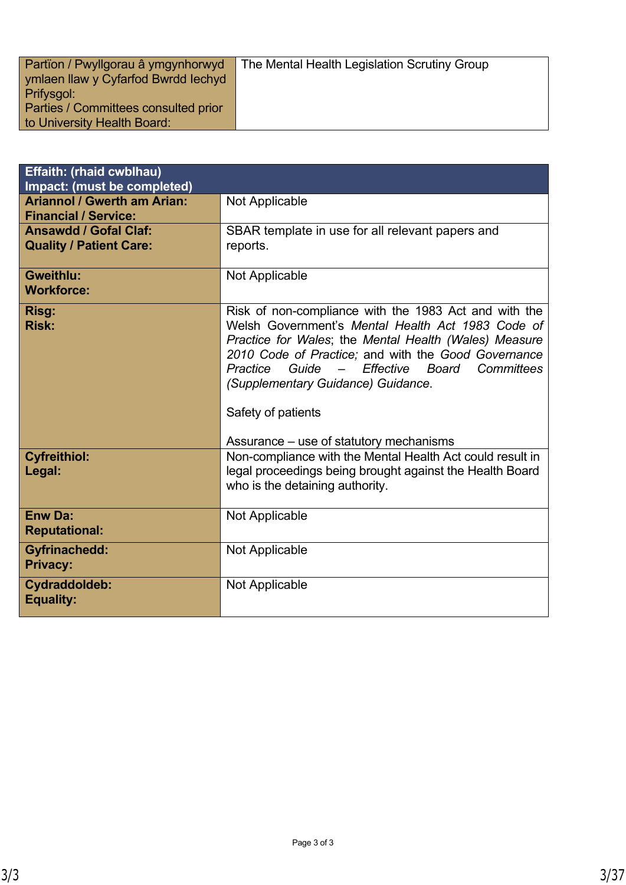| Partïon / Pwyllgorau â ymgynhorwyd ymlaen llaw y Cyfarfod Bwrdd Iechyd Prifysgol:<br>Parties / Committees consulted prior to University Health Board: | The Mental Health Legislation Scrutiny Group |
|---|---|

| **Effaith: (rhaid cwblhau)**<br>**Impact: (must be completed)** | |
|---|---|
| **Ariannol / Gwerth am Arian:**<br>**Financial / Service:** | Not Applicable |
| **Ansawdd / Gofal Claf:**<br>**Quality / Patient Care:** | SBAR template in use for all relevant papers and reports. |
| **Gweithlu:**<br>**Workforce:** | Not Applicable |
| **Risg:**<br>**Risk:** | Risk of non-compliance with the 1983 Act and with the Welsh Government's *Mental Health Act 1983 Code of Practice for Wales*; the *Mental Health (Wales) Measure 2010 Code of Practice;* and with the *Good Governance Practice Guide – Effective Board Committees (Supplementary Guidance) Guidance*.<br><br>Safety of patients<br><br>Assurance – use of statutory mechanisms |
| **Cyfreithiol:**<br>**Legal:** | Non-compliance with the Mental Health Act could result in legal proceedings being brought against the Health Board who is the detaining authority. |
| **Enw Da:**<br>**Reputational:** | Not Applicable |
| **Gyfrinachedd:**<br>**Privacy:** | Not Applicable |
| **Cydraddoldeb:**<br>**Equality:** | Not Applicable |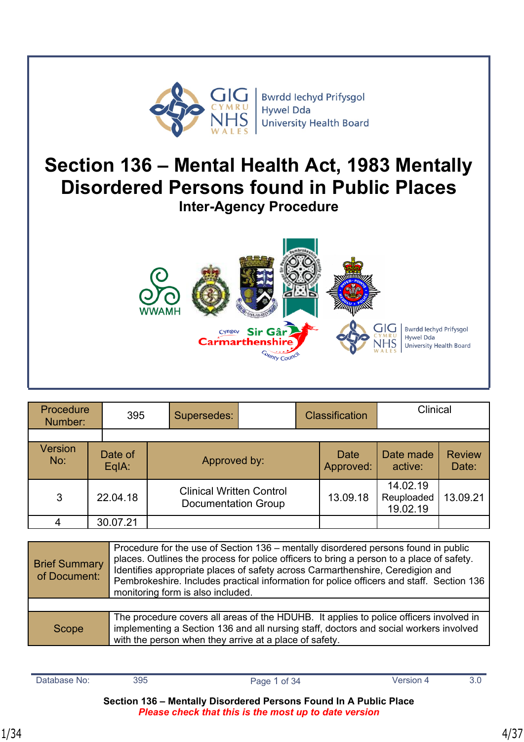# Section 136 – Mental Health Act, 1983 Mentally Disordered Persons found in Public Places

## Inter-Agency Procedure

| Procedure Number: | 395 | Supersedes: | | Classification | Clinical |
|---|---|---|---|---|---|

| Version No: | Date of EqIA: | Approved by: | Date Approved: | Date made active: | Review Date: |
|---|---|---|---|---|---|
| 3 | 22.04.18 | Clinical Written Control Documentation Group | 13.09.18 | 14.02.19 Reuploaded 19.02.19 | 13.09.21 |
| 4 | 30.07.21 | | | | |

| Brief Summary of Document: | Procedure for the use of Section 136 – mentally disordered persons found in public places. Outlines the process for police officers to bring a person to a place of safety. Identifies appropriate places of safety across Carmarthenshire, Ceredigion and Pembrokeshire. Includes practical information for police officers and staff. Section 136 monitoring form is also included. |
|---|---|
| Scope | The procedure covers all areas of the HDUHB. It applies to police officers involved in implementing a Section 136 and all nursing staff, doctors and social workers involved with the person when they arrive at a place of safety. |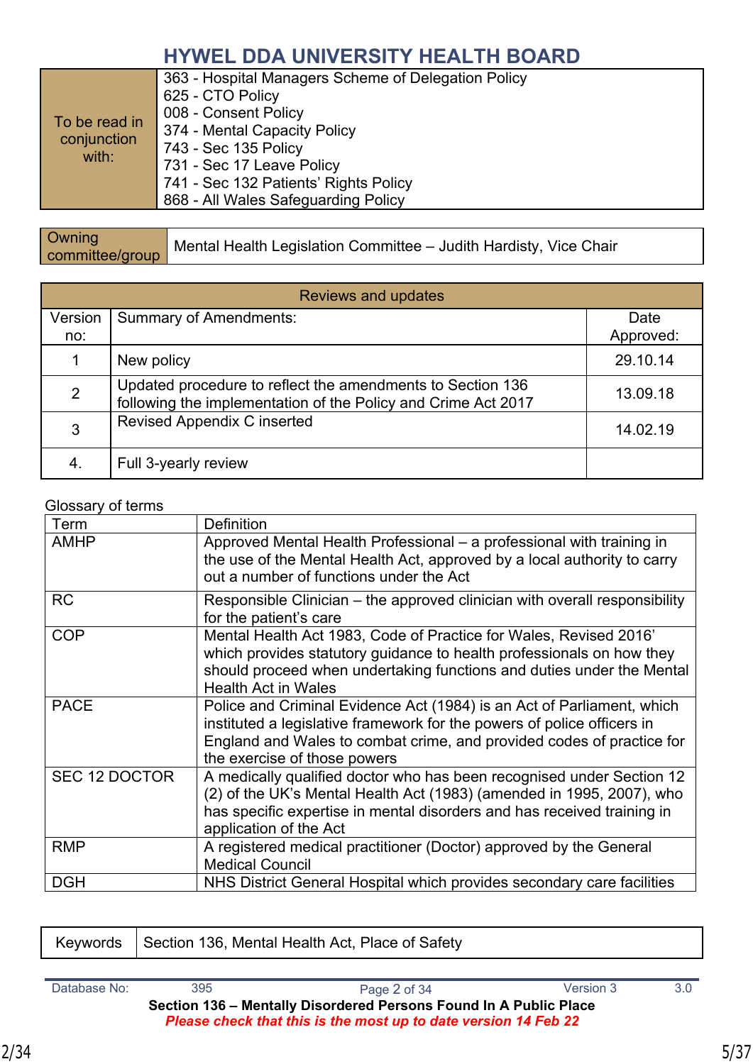## HYWEL DDA UNIVERSITY HEALTH BOARD

| To be read in conjunction with: | 363 - Hospital Managers Scheme of Delegation Policy<br>625 - CTO Policy<br>008 - Consent Policy<br>374 - Mental Capacity Policy<br>743 - Sec 135 Policy<br>731 - Sec 17 Leave Policy<br>741 - Sec 132 Patients' Rights Policy<br>868 - All Wales Safeguarding Policy |
|---|---|

| Owning committee/group | Mental Health Legislation Committee – Judith Hardisty, Vice Chair |
|---|---|

| Reviews and updates | | |
|---|---|---|
| Version no: | Summary of Amendments: | Date Approved: |
| 1 | New policy | 29.10.14 |
| 2 | Updated procedure to reflect the amendments to Section 136 following the implementation of the Policy and Crime Act 2017 | 13.09.18 |
| 3 | Revised Appendix C inserted | 14.02.19 |
| 4. | Full 3-yearly review | |

Glossary of terms

| Term | Definition |
|---|---|
| AMHP | Approved Mental Health Professional – a professional with training in the use of the Mental Health Act, approved by a local authority to carry out a number of functions under the Act |
| RC | Responsible Clinician – the approved clinician with overall responsibility for the patient's care |
| COP | Mental Health Act 1983, Code of Practice for Wales, Revised 2016' which provides statutory guidance to health professionals on how they should proceed when undertaking functions and duties under the Mental Health Act in Wales |
| PACE | Police and Criminal Evidence Act (1984) is an Act of Parliament, which instituted a legislative framework for the powers of police officers in England and Wales to combat crime, and provided codes of practice for the exercise of those powers |
| SEC 12 DOCTOR | A medically qualified doctor who has been recognised under Section 12 (2) of the UK's Mental Health Act (1983) (amended in 1995, 2007), who has specific expertise in mental disorders and has received training in application of the Act |
| RMP | A registered medical practitioner (Doctor) approved by the General Medical Council |
| DGH | NHS District General Hospital which provides secondary care facilities |

| Keywords | Section 136, Mental Health Act, Place of Safety |
|---|---|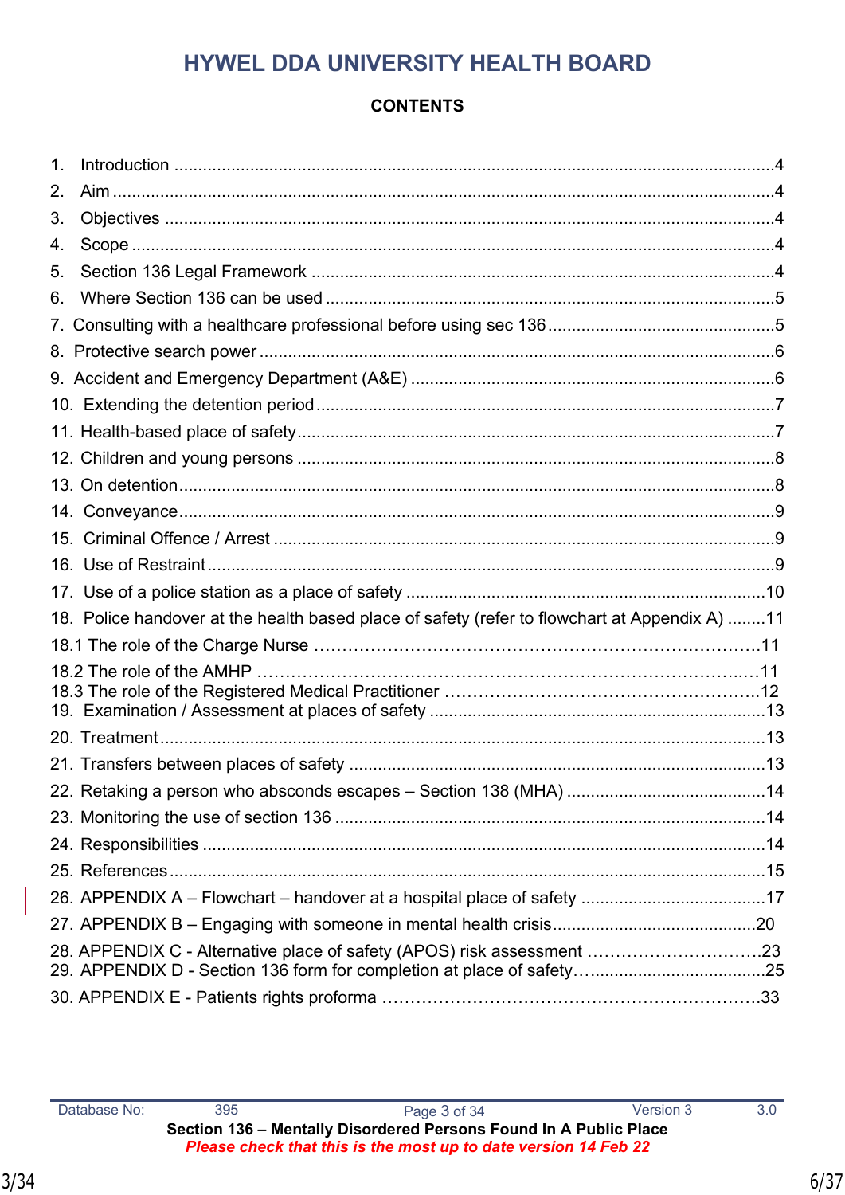# HYWEL DDA UNIVERSITY HEALTH BOARD

**CONTENTS**

1. Introduction ....................................................................................................................4
2. Aim ................................................................................................................................4
3. Objectives .......................................................................................................................4
4. Scope ..............................................................................................................................4
5. Section 136 Legal Framework ........................................................................................4
6. Where Section 136 can be used .....................................................................................5
7. Consulting with a healthcare professional before using sec 136 ......................................5
8. Protective search power .................................................................................................6
9. Accident and Emergency Department (A&E) ..................................................................6
10. Extending the detention period......................................................................................7
11. Health-based place of safety...........................................................................................7
12. Children and young persons ..........................................................................................8
13. On detention...................................................................................................................8
14. Conveyance....................................................................................................................9
15. Criminal Offence / Arrest ...............................................................................................9
16. Use of Restraint..............................................................................................................9
17. Use of a police station as a place of safety ..................................................................10
18. Police handover at the health based place of safety (refer to flowchart at Appendix A) ........11
18.1 The role of the Charge Nurse ……………………………………………………………….11
18.2 The role of the AMHP ………………………………………………………………………..11
18.3 The role of the Registered Medical Practitioner ……………………………………………..12
19. Examination / Assessment at places of safety ...............................................................13
20. Treatment.....................................................................................................................13
21. Transfers between places of safety ..............................................................................13
22. Retaking a person who absconds escapes – Section 138 (MHA) ..................................14
23. Monitoring the use of section 136 .................................................................................14
24. Responsibilities ............................................................................................................14
25. References....................................................................................................................15
26. APPENDIX A – Flowchart – handover at a hospital place of safety ................................17
27. APPENDIX B – Engaging with someone in mental health crisis......................................20
28. APPENDIX C - Alternative place of safety (APOS) risk assessment ………………………….23
29. APPENDIX D - Section 136 form for completion at place of safety…....................................25
30. APPENDIX E - Patients rights proforma …………………………………………………………..33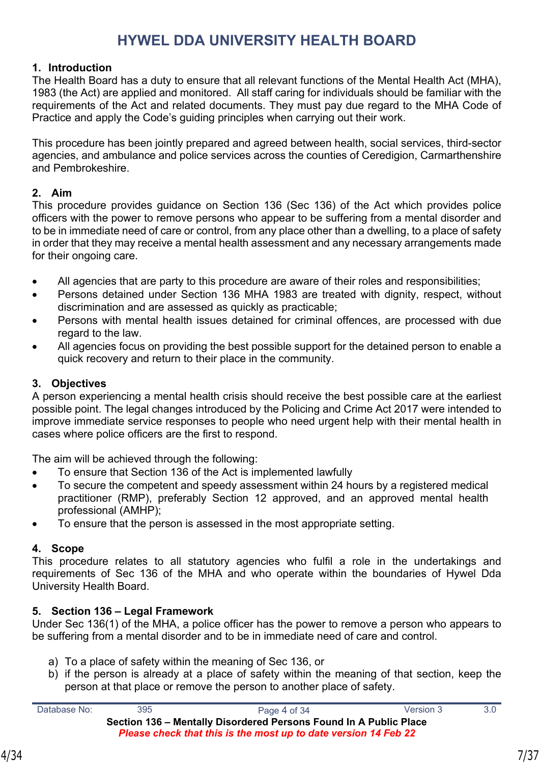# HYWEL DDA UNIVERSITY HEALTH BOARD

## 1. Introduction

The Health Board has a duty to ensure that all relevant functions of the Mental Health Act (MHA), 1983 (the Act) are applied and monitored. All staff caring for individuals should be familiar with the requirements of the Act and related documents. They must pay due regard to the MHA Code of Practice and apply the Code's guiding principles when carrying out their work.

This procedure has been jointly prepared and agreed between health, social services, third-sector agencies, and ambulance and police services across the counties of Ceredigion, Carmarthenshire and Pembrokeshire.

## 2. Aim

This procedure provides guidance on Section 136 (Sec 136) of the Act which provides police officers with the power to remove persons who appear to be suffering from a mental disorder and to be in immediate need of care or control, from any place other than a dwelling, to a place of safety in order that they may receive a mental health assessment and any necessary arrangements made for their ongoing care.

- All agencies that are party to this procedure are aware of their roles and responsibilities;
- Persons detained under Section 136 MHA 1983 are treated with dignity, respect, without discrimination and are assessed as quickly as practicable;
- Persons with mental health issues detained for criminal offences, are processed with due regard to the law.
- All agencies focus on providing the best possible support for the detained person to enable a quick recovery and return to their place in the community.

## 3. Objectives

A person experiencing a mental health crisis should receive the best possible care at the earliest possible point. The legal changes introduced by the Policing and Crime Act 2017 were intended to improve immediate service responses to people who need urgent help with their mental health in cases where police officers are the first to respond.

The aim will be achieved through the following:

- To ensure that Section 136 of the Act is implemented lawfully
- To secure the competent and speedy assessment within 24 hours by a registered medical practitioner (RMP), preferably Section 12 approved, and an approved mental health professional (AMHP);
- To ensure that the person is assessed in the most appropriate setting.

## 4. Scope

This procedure relates to all statutory agencies who fulfil a role in the undertakings and requirements of Sec 136 of the MHA and who operate within the boundaries of Hywel Dda University Health Board.

## 5. Section 136 – Legal Framework

Under Sec 136(1) of the MHA, a police officer has the power to remove a person who appears to be suffering from a mental disorder and to be in immediate need of care and control.

a) To a place of safety within the meaning of Sec 136, or
b) if the person is already at a place of safety within the meaning of that section, keep the person at that place or remove the person to another place of safety.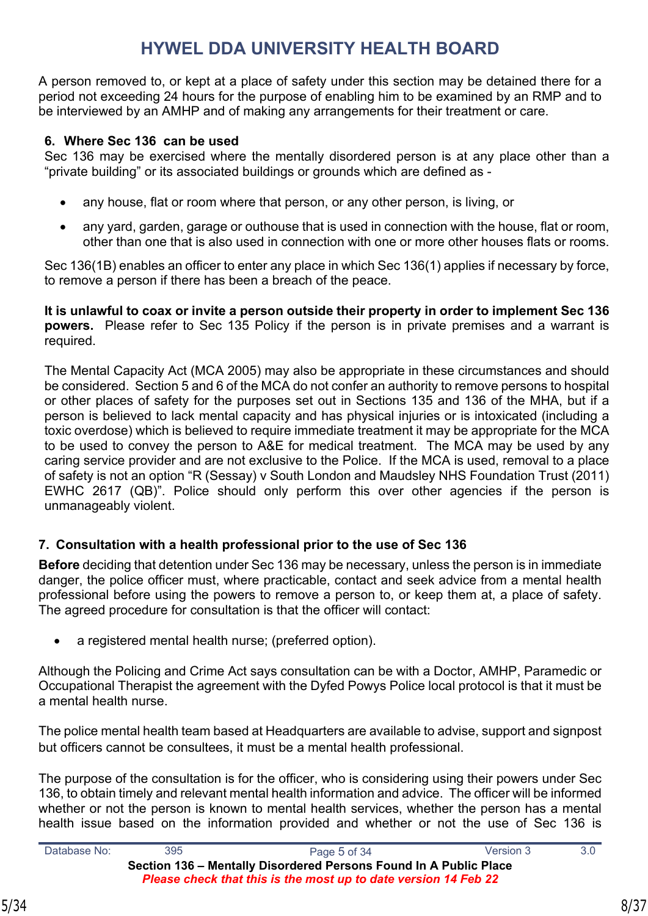A person removed to, or kept at a place of safety under this section may be detained there for a period not exceeding 24 hours for the purpose of enabling him to be examined by an RMP and to be interviewed by an AMHP and of making any arrangements for their treatment or care.

## 6. Where Sec 136 can be used

Sec 136 may be exercised where the mentally disordered person is at any place other than a “private building” or its associated buildings or grounds which are defined as -

- any house, flat or room where that person, or any other person, is living, or
- any yard, garden, garage or outhouse that is used in connection with the house, flat or room, other than one that is also used in connection with one or more other houses flats or rooms.

Sec 136(1B) enables an officer to enter any place in which Sec 136(1) applies if necessary by force, to remove a person if there has been a breach of the peace.

**It is unlawful to coax or invite a person outside their property in order to implement Sec 136 powers.** Please refer to Sec 135 Policy if the person is in private premises and a warrant is required.

The Mental Capacity Act (MCA 2005) may also be appropriate in these circumstances and should be considered. Section 5 and 6 of the MCA do not confer an authority to remove persons to hospital or other places of safety for the purposes set out in Sections 135 and 136 of the MHA, but if a person is believed to lack mental capacity and has physical injuries or is intoxicated (including a toxic overdose) which is believed to require immediate treatment it may be appropriate for the MCA to be used to convey the person to A&E for medical treatment. The MCA may be used by any caring service provider and are not exclusive to the Police. If the MCA is used, removal to a place of safety is not an option “R (Sessay) v South London and Maudsley NHS Foundation Trust (2011) EWHC 2617 (QB)”. Police should only perform this over other agencies if the person is unmanageably violent.

## 7. Consultation with a health professional prior to the use of Sec 136

**Before** deciding that detention under Sec 136 may be necessary, unless the person is in immediate danger, the police officer must, where practicable, contact and seek advice from a mental health professional before using the powers to remove a person to, or keep them at, a place of safety. The agreed procedure for consultation is that the officer will contact:

- a registered mental health nurse; (preferred option).

Although the Policing and Crime Act says consultation can be with a Doctor, AMHP, Paramedic or Occupational Therapist the agreement with the Dyfed Powys Police local protocol is that it must be a mental health nurse.

The police mental health team based at Headquarters are available to advise, support and signpost but officers cannot be consultees, it must be a mental health professional.

The purpose of the consultation is for the officer, who is considering using their powers under Sec 136, to obtain timely and relevant mental health information and advice. The officer will be informed whether or not the person is known to mental health services, whether the person has a mental health issue based on the information provided and whether or not the use of Sec 136 is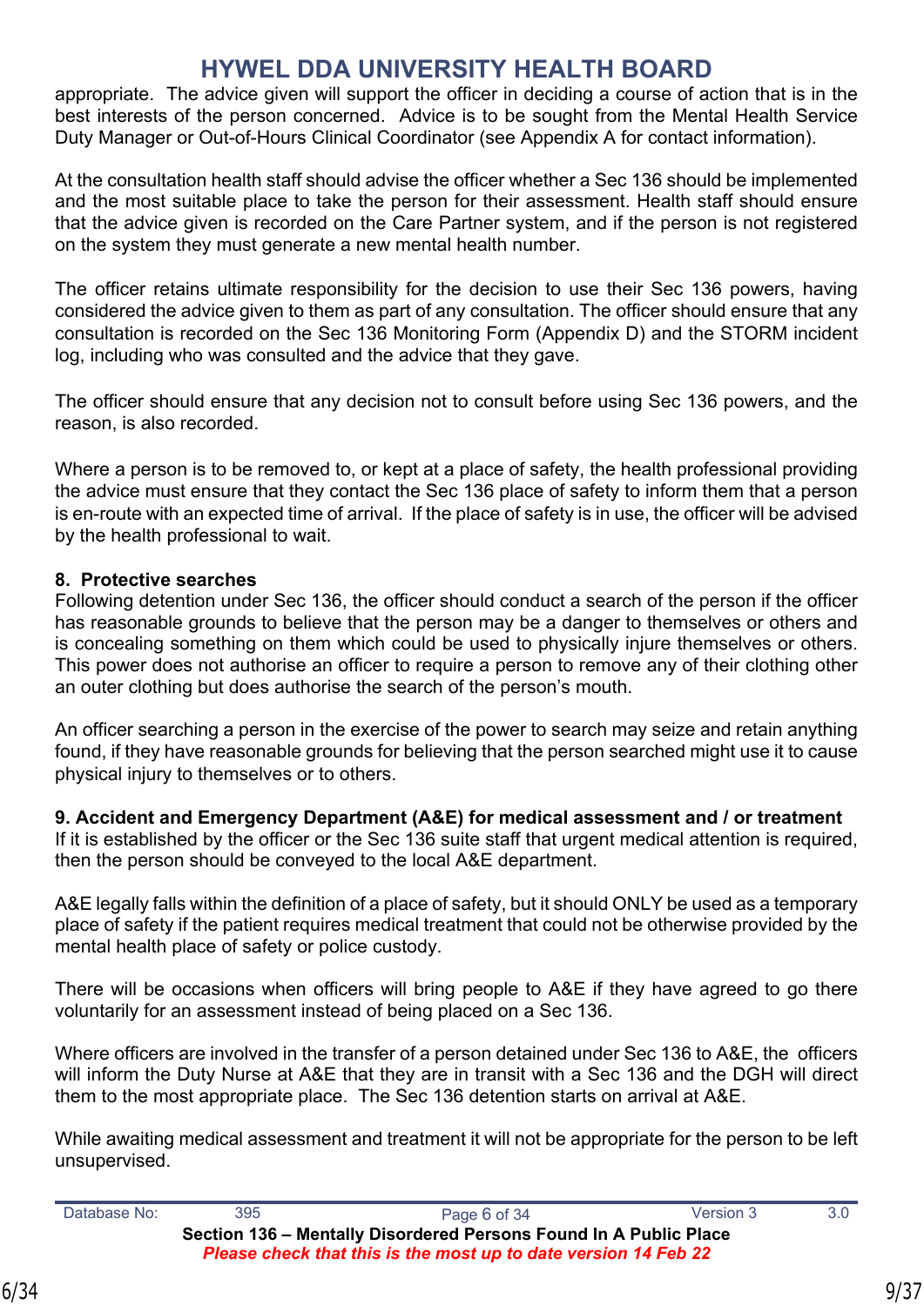appropriate. The advice given will support the officer in deciding a course of action that is in the best interests of the person concerned. Advice is to be sought from the Mental Health Service Duty Manager or Out-of-Hours Clinical Coordinator (see Appendix A for contact information).

At the consultation health staff should advise the officer whether a Sec 136 should be implemented and the most suitable place to take the person for their assessment. Health staff should ensure that the advice given is recorded on the Care Partner system, and if the person is not registered on the system they must generate a new mental health number.

The officer retains ultimate responsibility for the decision to use their Sec 136 powers, having considered the advice given to them as part of any consultation. The officer should ensure that any consultation is recorded on the Sec 136 Monitoring Form (Appendix D) and the STORM incident log, including who was consulted and the advice that they gave.

The officer should ensure that any decision not to consult before using Sec 136 powers, and the reason, is also recorded.

Where a person is to be removed to, or kept at a place of safety, the health professional providing the advice must ensure that they contact the Sec 136 place of safety to inform them that a person is en-route with an expected time of arrival. If the place of safety is in use, the officer will be advised by the health professional to wait.

**8. Protective searches**

Following detention under Sec 136, the officer should conduct a search of the person if the officer has reasonable grounds to believe that the person may be a danger to themselves or others and is concealing something on them which could be used to physically injure themselves or others. This power does not authorise an officer to require a person to remove any of their clothing other an outer clothing but does authorise the search of the person's mouth.

An officer searching a person in the exercise of the power to search may seize and retain anything found, if they have reasonable grounds for believing that the person searched might use it to cause physical injury to themselves or to others.

**9. Accident and Emergency Department (A&E) for medical assessment and / or treatment**

If it is established by the officer or the Sec 136 suite staff that urgent medical attention is required, then the person should be conveyed to the local A&E department.

A&E legally falls within the definition of a place of safety, but it should ONLY be used as a temporary place of safety if the patient requires medical treatment that could not be otherwise provided by the mental health place of safety or police custody.

There will be occasions when officers will bring people to A&E if they have agreed to go there voluntarily for an assessment instead of being placed on a Sec 136.

Where officers are involved in the transfer of a person detained under Sec 136 to A&E, the officers will inform the Duty Nurse at A&E that they are in transit with a Sec 136 and the DGH will direct them to the most appropriate place. The Sec 136 detention starts on arrival at A&E.

While awaiting medical assessment and treatment it will not be appropriate for the person to be left unsupervised.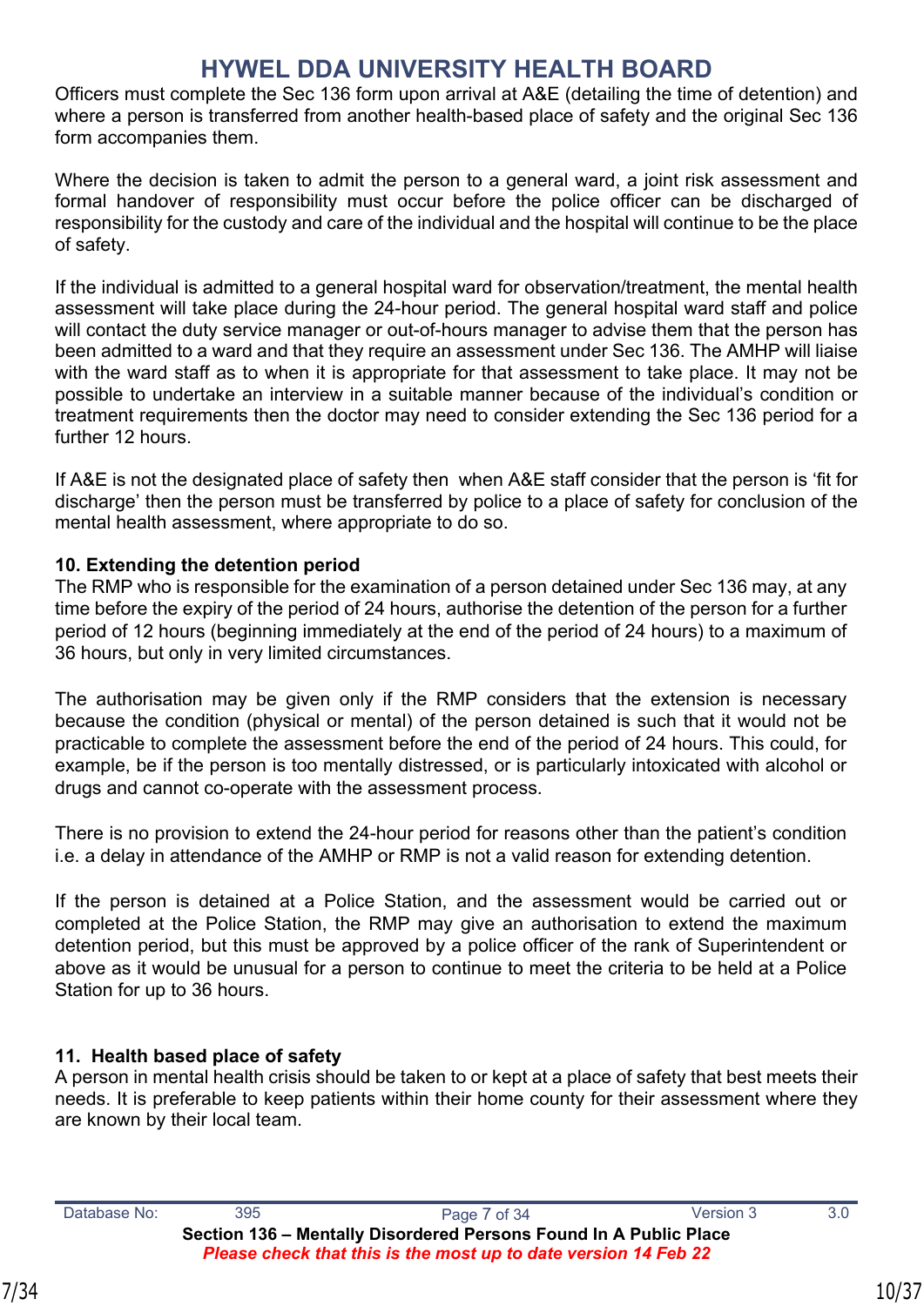Officers must complete the Sec 136 form upon arrival at A&E (detailing the time of detention) and where a person is transferred from another health-based place of safety and the original Sec 136 form accompanies them.

Where the decision is taken to admit the person to a general ward, a joint risk assessment and formal handover of responsibility must occur before the police officer can be discharged of responsibility for the custody and care of the individual and the hospital will continue to be the place of safety.

If the individual is admitted to a general hospital ward for observation/treatment, the mental health assessment will take place during the 24-hour period. The general hospital ward staff and police will contact the duty service manager or out-of-hours manager to advise them that the person has been admitted to a ward and that they require an assessment under Sec 136. The AMHP will liaise with the ward staff as to when it is appropriate for that assessment to take place. It may not be possible to undertake an interview in a suitable manner because of the individual's condition or treatment requirements then the doctor may need to consider extending the Sec 136 period for a further 12 hours.

If A&E is not the designated place of safety then when A&E staff consider that the person is 'fit for discharge' then the person must be transferred by police to a place of safety for conclusion of the mental health assessment, where appropriate to do so.

## 10. Extending the detention period

The RMP who is responsible for the examination of a person detained under Sec 136 may, at any time before the expiry of the period of 24 hours, authorise the detention of the person for a further period of 12 hours (beginning immediately at the end of the period of 24 hours) to a maximum of 36 hours, but only in very limited circumstances.

The authorisation may be given only if the RMP considers that the extension is necessary because the condition (physical or mental) of the person detained is such that it would not be practicable to complete the assessment before the end of the period of 24 hours. This could, for example, be if the person is too mentally distressed, or is particularly intoxicated with alcohol or drugs and cannot co-operate with the assessment process.

There is no provision to extend the 24-hour period for reasons other than the patient's condition i.e. a delay in attendance of the AMHP or RMP is not a valid reason for extending detention.

If the person is detained at a Police Station, and the assessment would be carried out or completed at the Police Station, the RMP may give an authorisation to extend the maximum detention period, but this must be approved by a police officer of the rank of Superintendent or above as it would be unusual for a person to continue to meet the criteria to be held at a Police Station for up to 36 hours.

## 11. Health based place of safety

A person in mental health crisis should be taken to or kept at a place of safety that best meets their needs. It is preferable to keep patients within their home county for their assessment where they are known by their local team.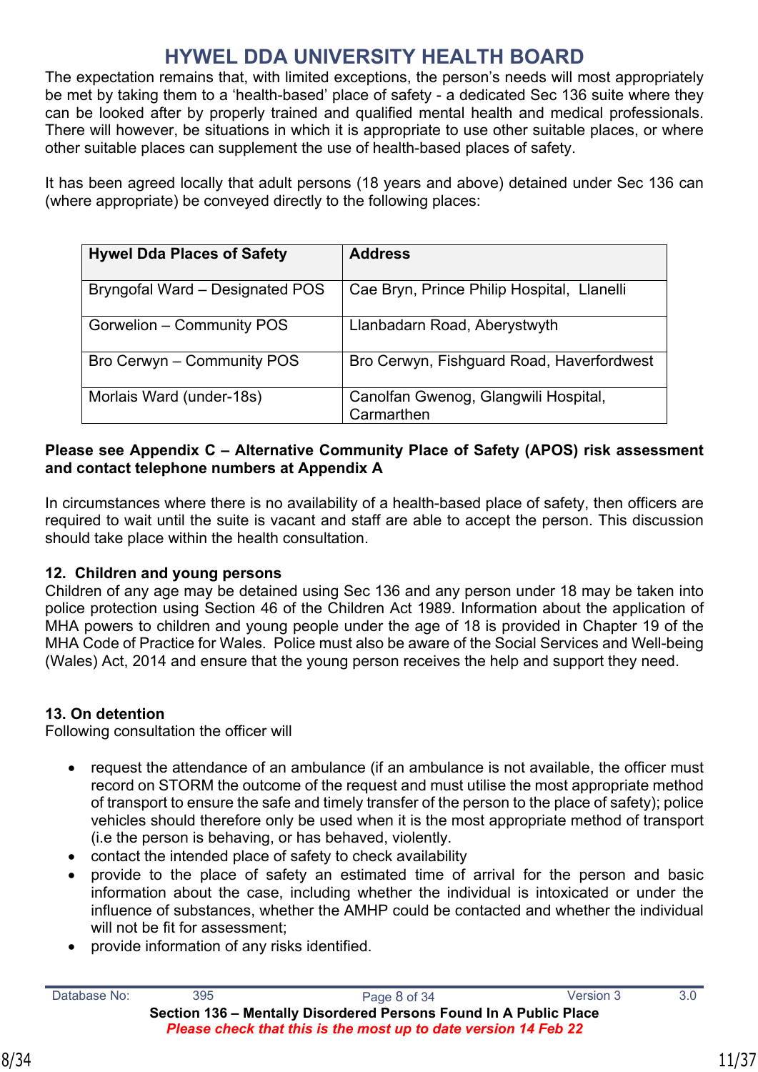# HYWEL DDA UNIVERSITY HEALTH BOARD

The expectation remains that, with limited exceptions, the person's needs will most appropriately be met by taking them to a 'health-based' place of safety - a dedicated Sec 136 suite where they can be looked after by properly trained and qualified mental health and medical professionals. There will however, be situations in which it is appropriate to use other suitable places, or where other suitable places can supplement the use of health-based places of safety.

It has been agreed locally that adult persons (18 years and above) detained under Sec 136 can (where appropriate) be conveyed directly to the following places:

| Hywel Dda Places of Safety | Address |
|---|---|
| Bryngofal Ward – Designated POS | Cae Bryn, Prince Philip Hospital, Llanelli |
| Gorwelion – Community POS | Llanbadarn Road, Aberystwyth |
| Bro Cerwyn – Community POS | Bro Cerwyn, Fishguard Road, Haverfordwest |
| Morlais Ward (under-18s) | Canolfan Gwenog, Glangwili Hospital, Carmarthen |

**Please see Appendix C – Alternative Community Place of Safety (APOS) risk assessment and contact telephone numbers at Appendix A**

In circumstances where there is no availability of a health-based place of safety, then officers are required to wait until the suite is vacant and staff are able to accept the person. This discussion should take place within the health consultation.

**12. Children and young persons**

Children of any age may be detained using Sec 136 and any person under 18 may be taken into police protection using Section 46 of the Children Act 1989. Information about the application of MHA powers to children and young people under the age of 18 is provided in Chapter 19 of the MHA Code of Practice for Wales. Police must also be aware of the Social Services and Well-being (Wales) Act, 2014 and ensure that the young person receives the help and support they need.

**13. On detention**

Following consultation the officer will

- request the attendance of an ambulance (if an ambulance is not available, the officer must record on STORM the outcome of the request and must utilise the most appropriate method of transport to ensure the safe and timely transfer of the person to the place of safety); police vehicles should therefore only be used when it is the most appropriate method of transport (i.e the person is behaving, or has behaved, violently.
- contact the intended place of safety to check availability
- provide to the place of safety an estimated time of arrival for the person and basic information about the case, including whether the individual is intoxicated or under the influence of substances, whether the AMHP could be contacted and whether the individual will not be fit for assessment;
- provide information of any risks identified.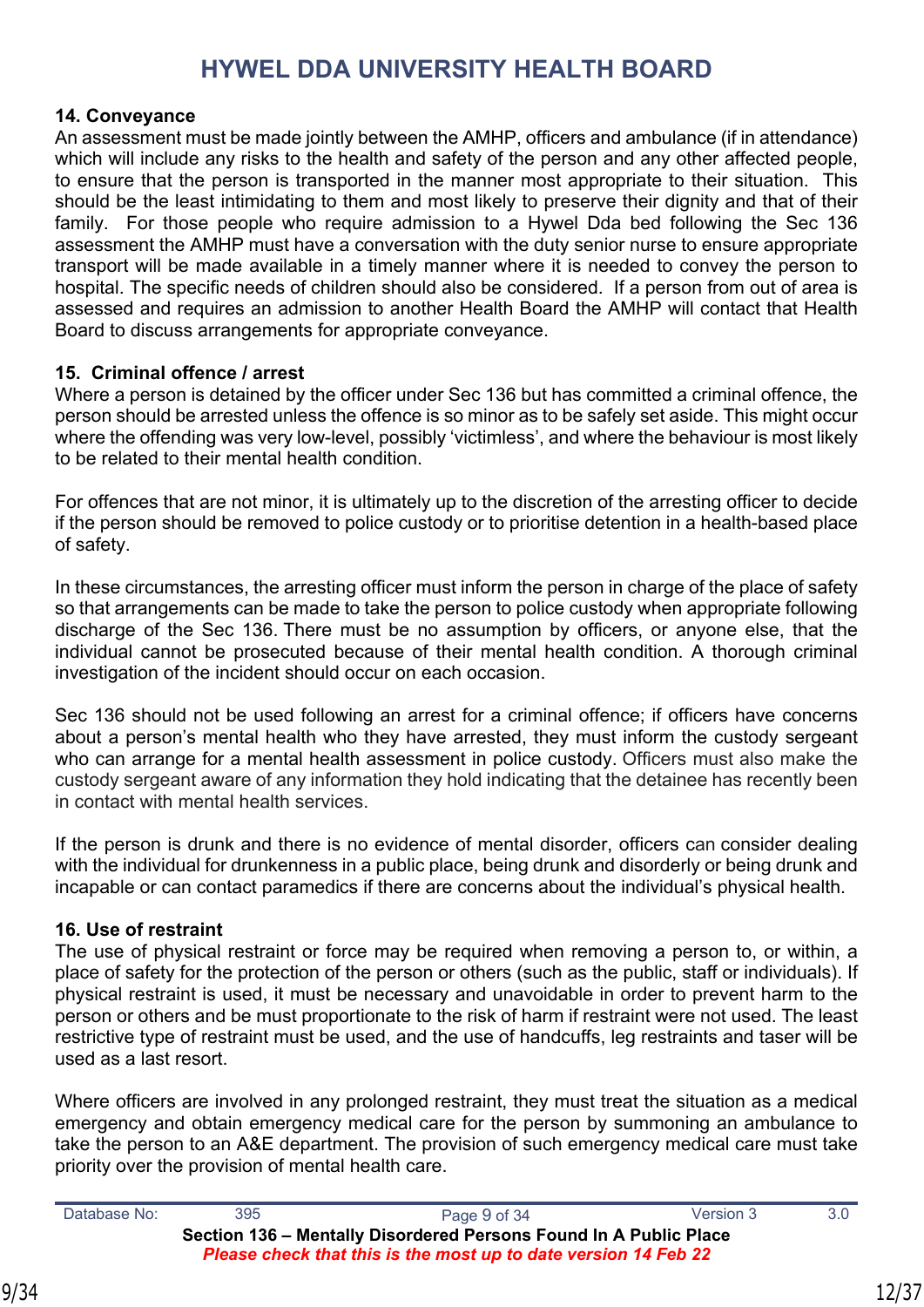## 14. Conveyance

An assessment must be made jointly between the AMHP, officers and ambulance (if in attendance) which will include any risks to the health and safety of the person and any other affected people, to ensure that the person is transported in the manner most appropriate to their situation. This should be the least intimidating to them and most likely to preserve their dignity and that of their family. For those people who require admission to a Hywel Dda bed following the Sec 136 assessment the AMHP must have a conversation with the duty senior nurse to ensure appropriate transport will be made available in a timely manner where it is needed to convey the person to hospital. The specific needs of children should also be considered. If a person from out of area is assessed and requires an admission to another Health Board the AMHP will contact that Health Board to discuss arrangements for appropriate conveyance.

## 15. Criminal offence / arrest

Where a person is detained by the officer under Sec 136 but has committed a criminal offence, the person should be arrested unless the offence is so minor as to be safely set aside. This might occur where the offending was very low-level, possibly 'victimless', and where the behaviour is most likely to be related to their mental health condition.

For offences that are not minor, it is ultimately up to the discretion of the arresting officer to decide if the person should be removed to police custody or to prioritise detention in a health-based place of safety.

In these circumstances, the arresting officer must inform the person in charge of the place of safety so that arrangements can be made to take the person to police custody when appropriate following discharge of the Sec 136. There must be no assumption by officers, or anyone else, that the individual cannot be prosecuted because of their mental health condition. A thorough criminal investigation of the incident should occur on each occasion.

Sec 136 should not be used following an arrest for a criminal offence; if officers have concerns about a person's mental health who they have arrested, they must inform the custody sergeant who can arrange for a mental health assessment in police custody. Officers must also make the custody sergeant aware of any information they hold indicating that the detainee has recently been in contact with mental health services.

If the person is drunk and there is no evidence of mental disorder, officers can consider dealing with the individual for drunkenness in a public place, being drunk and disorderly or being drunk and incapable or can contact paramedics if there are concerns about the individual's physical health.

## 16. Use of restraint

The use of physical restraint or force may be required when removing a person to, or within, a place of safety for the protection of the person or others (such as the public, staff or individuals). If physical restraint is used, it must be necessary and unavoidable in order to prevent harm to the person or others and be must proportionate to the risk of harm if restraint were not used. The least restrictive type of restraint must be used, and the use of handcuffs, leg restraints and taser will be used as a last resort.

Where officers are involved in any prolonged restraint, they must treat the situation as a medical emergency and obtain emergency medical care for the person by summoning an ambulance to take the person to an A&E department. The provision of such emergency medical care must take priority over the provision of mental health care.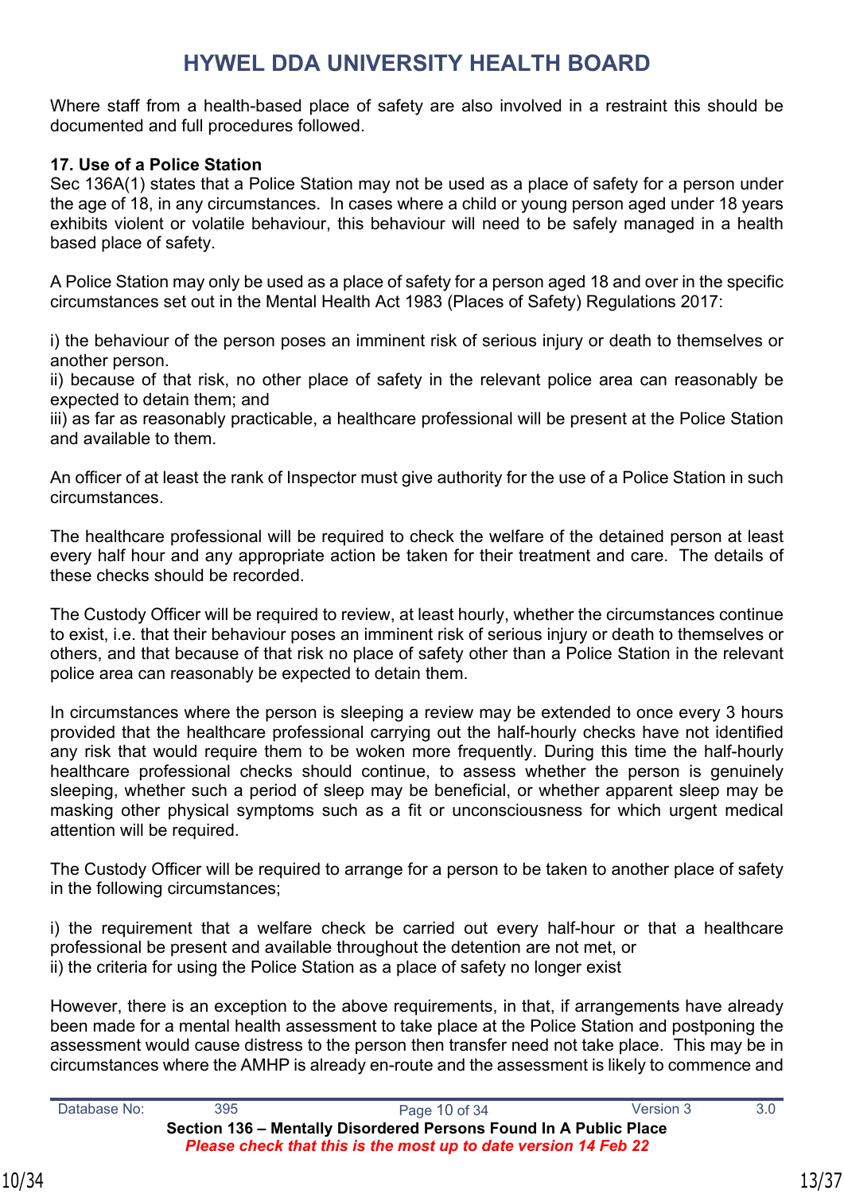Where staff from a health-based place of safety are also involved in a restraint this should be documented and full procedures followed.

**17. Use of a Police Station**

Sec 136A(1) states that a Police Station may not be used as a place of safety for a person under the age of 18, in any circumstances. In cases where a child or young person aged under 18 years exhibits violent or volatile behaviour, this behaviour will need to be safely managed in a health based place of safety.

A Police Station may only be used as a place of safety for a person aged 18 and over in the specific circumstances set out in the Mental Health Act 1983 (Places of Safety) Regulations 2017:

i) the behaviour of the person poses an imminent risk of serious injury or death to themselves or another person.
ii) because of that risk, no other place of safety in the relevant police area can reasonably be expected to detain them; and
iii) as far as reasonably practicable, a healthcare professional will be present at the Police Station and available to them.

An officer of at least the rank of Inspector must give authority for the use of a Police Station in such circumstances.

The healthcare professional will be required to check the welfare of the detained person at least every half hour and any appropriate action be taken for their treatment and care. The details of these checks should be recorded.

The Custody Officer will be required to review, at least hourly, whether the circumstances continue to exist, i.e. that their behaviour poses an imminent risk of serious injury or death to themselves or others, and that because of that risk no place of safety other than a Police Station in the relevant police area can reasonably be expected to detain them.

In circumstances where the person is sleeping a review may be extended to once every 3 hours provided that the healthcare professional carrying out the half-hourly checks have not identified any risk that would require them to be woken more frequently. During this time the half-hourly healthcare professional checks should continue, to assess whether the person is genuinely sleeping, whether such a period of sleep may be beneficial, or whether apparent sleep may be masking other physical symptoms such as a fit or unconsciousness for which urgent medical attention will be required.

The Custody Officer will be required to arrange for a person to be taken to another place of safety in the following circumstances;

i) the requirement that a welfare check be carried out every half-hour or that a healthcare professional be present and available throughout the detention are not met, or
ii) the criteria for using the Police Station as a place of safety no longer exist

However, there is an exception to the above requirements, in that, if arrangements have already been made for a mental health assessment to take place at the Police Station and postponing the assessment would cause distress to the person then transfer need not take place. This may be in circumstances where the AMHP is already en-route and the assessment is likely to commence and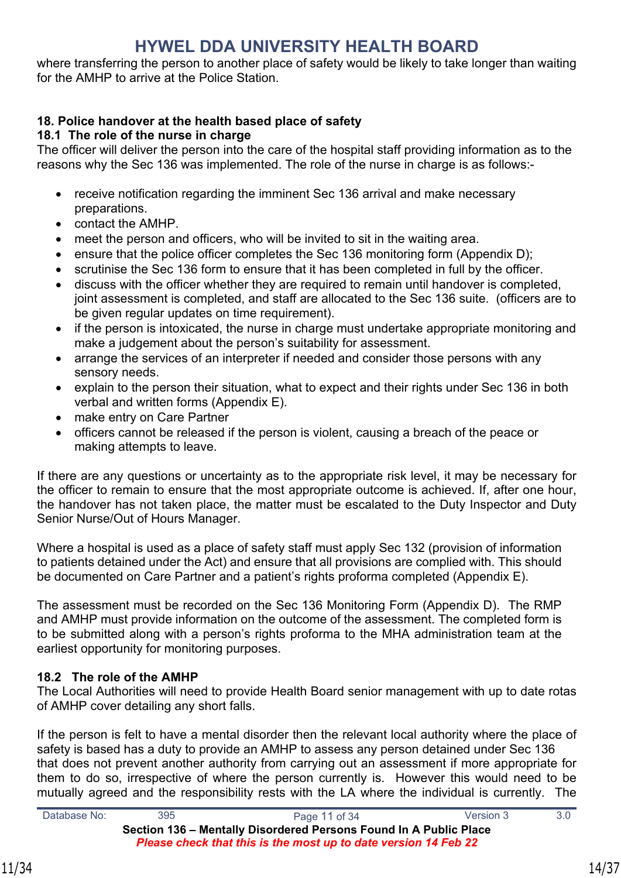where transferring the person to another place of safety would be likely to take longer than waiting for the AMHP to arrive at the Police Station.

## 18. Police handover at the health based place of safety

### 18.1 The role of the nurse in charge

The officer will deliver the person into the care of the hospital staff providing information as to the reasons why the Sec 136 was implemented. The role of the nurse in charge is as follows:-

- receive notification regarding the imminent Sec 136 arrival and make necessary preparations.
- contact the AMHP.
- meet the person and officers, who will be invited to sit in the waiting area.
- ensure that the police officer completes the Sec 136 monitoring form (Appendix D);
- scrutinise the Sec 136 form to ensure that it has been completed in full by the officer.
- discuss with the officer whether they are required to remain until handover is completed, joint assessment is completed, and staff are allocated to the Sec 136 suite. (officers are to be given regular updates on time requirement).
- if the person is intoxicated, the nurse in charge must undertake appropriate monitoring and make a judgement about the person's suitability for assessment.
- arrange the services of an interpreter if needed and consider those persons with any sensory needs.
- explain to the person their situation, what to expect and their rights under Sec 136 in both verbal and written forms (Appendix E).
- make entry on Care Partner
- officers cannot be released if the person is violent, causing a breach of the peace or making attempts to leave.

If there are any questions or uncertainty as to the appropriate risk level, it may be necessary for the officer to remain to ensure that the most appropriate outcome is achieved. If, after one hour, the handover has not taken place, the matter must be escalated to the Duty Inspector and Duty Senior Nurse/Out of Hours Manager.

Where a hospital is used as a place of safety staff must apply Sec 132 (provision of information to patients detained under the Act) and ensure that all provisions are complied with. This should be documented on Care Partner and a patient's rights proforma completed (Appendix E).

The assessment must be recorded on the Sec 136 Monitoring Form (Appendix D). The RMP and AMHP must provide information on the outcome of the assessment. The completed form is to be submitted along with a person's rights proforma to the MHA administration team at the earliest opportunity for monitoring purposes.

### 18.2 The role of the AMHP

The Local Authorities will need to provide Health Board senior management with up to date rotas of AMHP cover detailing any short falls.

If the person is felt to have a mental disorder then the relevant local authority where the place of safety is based has a duty to provide an AMHP to assess any person detained under Sec 136 that does not prevent another authority from carrying out an assessment if more appropriate for them to do so, irrespective of where the person currently is. However this would need to be mutually agreed and the responsibility rests with the LA where the individual is currently. The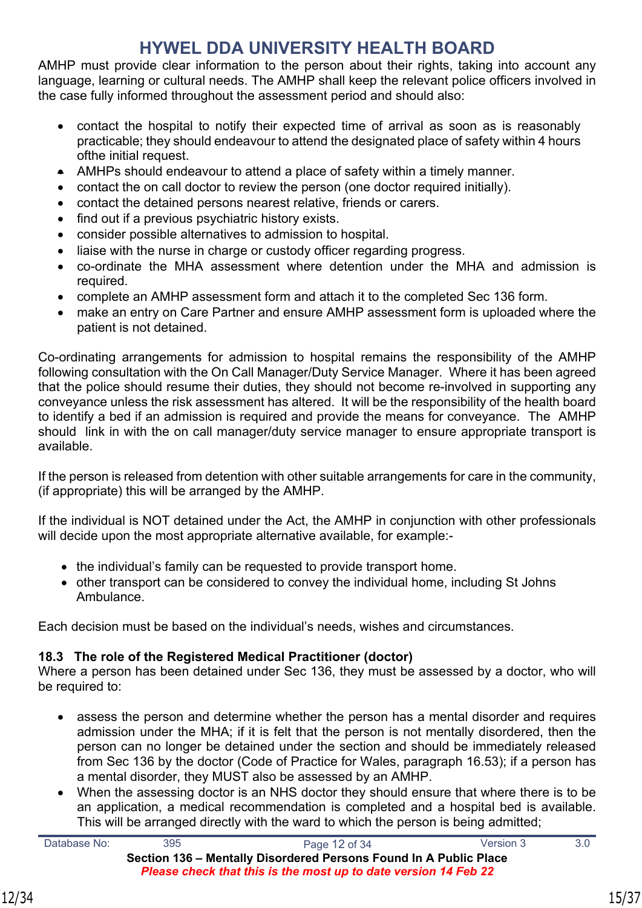AMHP must provide clear information to the person about their rights, taking into account any language, learning or cultural needs. The AMHP shall keep the relevant police officers involved in the case fully informed throughout the assessment period and should also:

- contact the hospital to notify their expected time of arrival as soon as is reasonably practicable; they should endeavour to attend the designated place of safety within 4 hours ofthe initial request.
- AMHPs should endeavour to attend a place of safety within a timely manner.
- contact the on call doctor to review the person (one doctor required initially).
- contact the detained persons nearest relative, friends or carers.
- find out if a previous psychiatric history exists.
- consider possible alternatives to admission to hospital.
- liaise with the nurse in charge or custody officer regarding progress.
- co-ordinate the MHA assessment where detention under the MHA and admission is required.
- complete an AMHP assessment form and attach it to the completed Sec 136 form.
- make an entry on Care Partner and ensure AMHP assessment form is uploaded where the patient is not detained.

Co-ordinating arrangements for admission to hospital remains the responsibility of the AMHP following consultation with the On Call Manager/Duty Service Manager. Where it has been agreed that the police should resume their duties, they should not become re-involved in supporting any conveyance unless the risk assessment has altered. It will be the responsibility of the health board to identify a bed if an admission is required and provide the means for conveyance. The AMHP should link in with the on call manager/duty service manager to ensure appropriate transport is available.

If the person is released from detention with other suitable arrangements for care in the community, (if appropriate) this will be arranged by the AMHP.

If the individual is NOT detained under the Act, the AMHP in conjunction with other professionals will decide upon the most appropriate alternative available, for example:-

- the individual's family can be requested to provide transport home.
- other transport can be considered to convey the individual home, including St Johns Ambulance.

Each decision must be based on the individual's needs, wishes and circumstances.

### 18.3 The role of the Registered Medical Practitioner (doctor)

Where a person has been detained under Sec 136, they must be assessed by a doctor, who will be required to:

- assess the person and determine whether the person has a mental disorder and requires admission under the MHA; if it is felt that the person is not mentally disordered, then the person can no longer be detained under the section and should be immediately released from Sec 136 by the doctor (Code of Practice for Wales, paragraph 16.53); if a person has a mental disorder, they MUST also be assessed by an AMHP.
- When the assessing doctor is an NHS doctor they should ensure that where there is to be an application, a medical recommendation is completed and a hospital bed is available. This will be arranged directly with the ward to which the person is being admitted;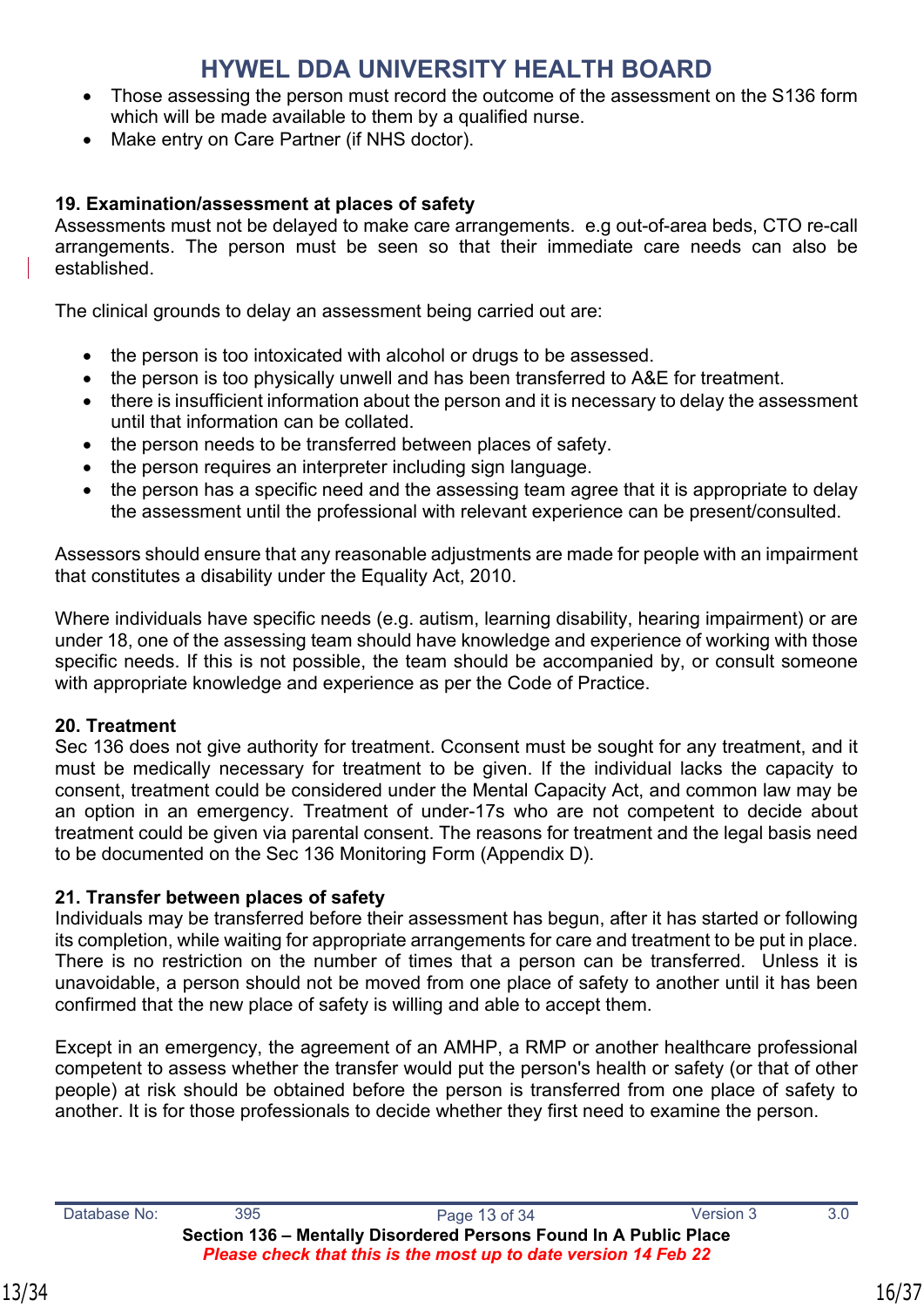- Those assessing the person must record the outcome of the assessment on the S136 form which will be made available to them by a qualified nurse.
- Make entry on Care Partner (if NHS doctor).

**19. Examination/assessment at places of safety**

Assessments must not be delayed to make care arrangements. e.g out-of-area beds, CTO re-call arrangements. The person must be seen so that their immediate care needs can also be established.

The clinical grounds to delay an assessment being carried out are:

- the person is too intoxicated with alcohol or drugs to be assessed.
- the person is too physically unwell and has been transferred to A&E for treatment.
- there is insufficient information about the person and it is necessary to delay the assessment until that information can be collated.
- the person needs to be transferred between places of safety.
- the person requires an interpreter including sign language.
- the person has a specific need and the assessing team agree that it is appropriate to delay the assessment until the professional with relevant experience can be present/consulted.

Assessors should ensure that any reasonable adjustments are made for people with an impairment that constitutes a disability under the Equality Act, 2010.

Where individuals have specific needs (e.g. autism, learning disability, hearing impairment) or are under 18, one of the assessing team should have knowledge and experience of working with those specific needs. If this is not possible, the team should be accompanied by, or consult someone with appropriate knowledge and experience as per the Code of Practice.

**20. Treatment**

Sec 136 does not give authority for treatment. Cconsent must be sought for any treatment, and it must be medically necessary for treatment to be given. If the individual lacks the capacity to consent, treatment could be considered under the Mental Capacity Act, and common law may be an option in an emergency. Treatment of under-17s who are not competent to decide about treatment could be given via parental consent. The reasons for treatment and the legal basis need to be documented on the Sec 136 Monitoring Form (Appendix D).

**21. Transfer between places of safety**

Individuals may be transferred before their assessment has begun, after it has started or following its completion, while waiting for appropriate arrangements for care and treatment to be put in place. There is no restriction on the number of times that a person can be transferred. Unless it is unavoidable, a person should not be moved from one place of safety to another until it has been confirmed that the new place of safety is willing and able to accept them.

Except in an emergency, the agreement of an AMHP, a RMP or another healthcare professional competent to assess whether the transfer would put the person's health or safety (or that of other people) at risk should be obtained before the person is transferred from one place of safety to another. It is for those professionals to decide whether they first need to examine the person.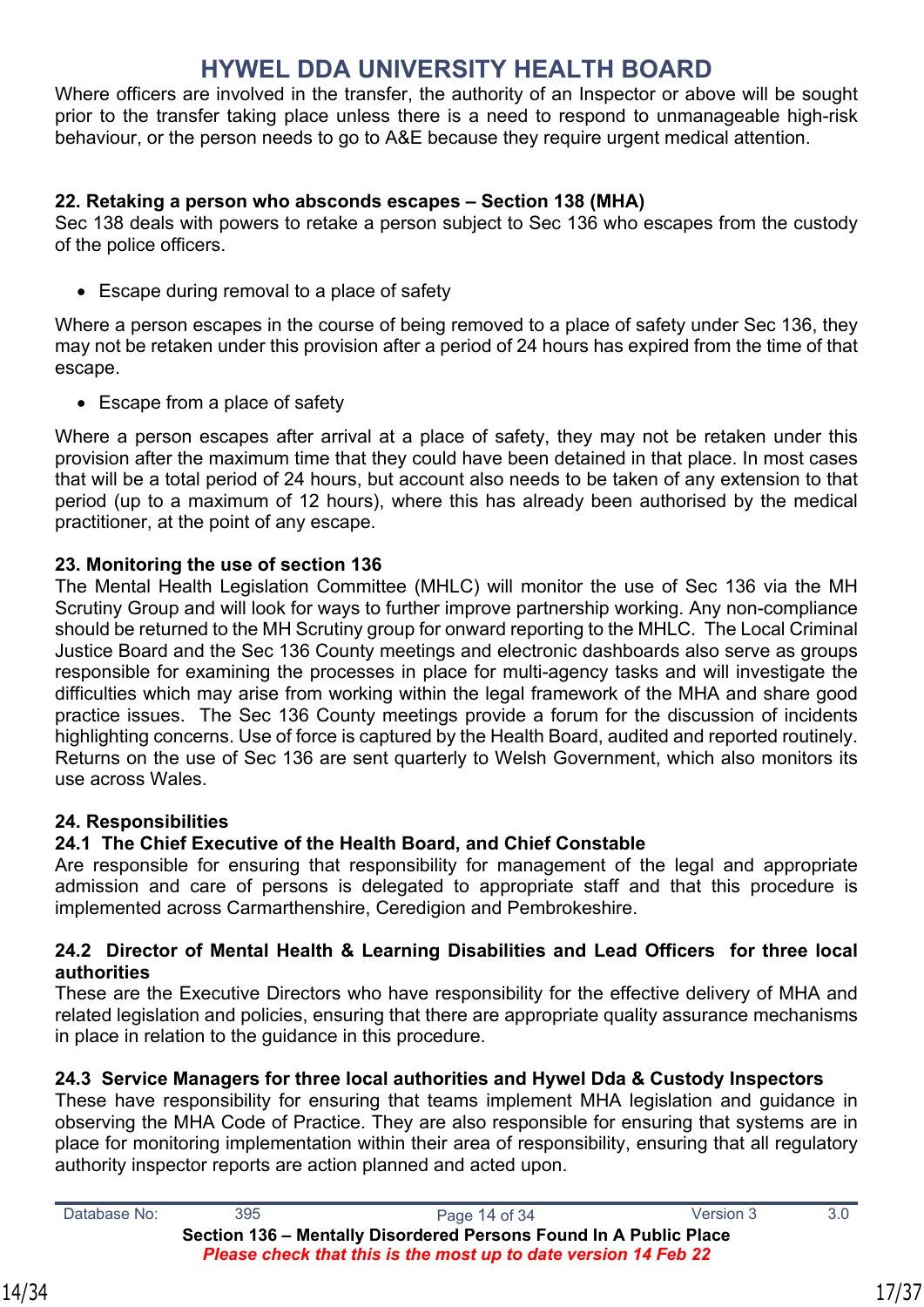Where officers are involved in the transfer, the authority of an Inspector or above will be sought prior to the transfer taking place unless there is a need to respond to unmanageable high-risk behaviour, or the person needs to go to A&E because they require urgent medical attention.

**22. Retaking a person who absconds escapes – Section 138 (MHA)**

Sec 138 deals with powers to retake a person subject to Sec 136 who escapes from the custody of the police officers.

- Escape during removal to a place of safety

Where a person escapes in the course of being removed to a place of safety under Sec 136, they may not be retaken under this provision after a period of 24 hours has expired from the time of that escape.

- Escape from a place of safety

Where a person escapes after arrival at a place of safety, they may not be retaken under this provision after the maximum time that they could have been detained in that place. In most cases that will be a total period of 24 hours, but account also needs to be taken of any extension to that period (up to a maximum of 12 hours), where this has already been authorised by the medical practitioner, at the point of any escape.

**23. Monitoring the use of section 136**

The Mental Health Legislation Committee (MHLC) will monitor the use of Sec 136 via the MH Scrutiny Group and will look for ways to further improve partnership working. Any non-compliance should be returned to the MH Scrutiny group for onward reporting to the MHLC. The Local Criminal Justice Board and the Sec 136 County meetings and electronic dashboards also serve as groups responsible for examining the processes in place for multi-agency tasks and will investigate the difficulties which may arise from working within the legal framework of the MHA and share good practice issues. The Sec 136 County meetings provide a forum for the discussion of incidents highlighting concerns. Use of force is captured by the Health Board, audited and reported routinely. Returns on the use of Sec 136 are sent quarterly to Welsh Government, which also monitors its use across Wales.

**24. Responsibilities**

**24.1 The Chief Executive of the Health Board, and Chief Constable**

Are responsible for ensuring that responsibility for management of the legal and appropriate admission and care of persons is delegated to appropriate staff and that this procedure is implemented across Carmarthenshire, Ceredigion and Pembrokeshire.

**24.2 Director of Mental Health & Learning Disabilities and Lead Officers for three local authorities**

These are the Executive Directors who have responsibility for the effective delivery of MHA and related legislation and policies, ensuring that there are appropriate quality assurance mechanisms in place in relation to the guidance in this procedure.

**24.3 Service Managers for three local authorities and Hywel Dda & Custody Inspectors**

These have responsibility for ensuring that teams implement MHA legislation and guidance in observing the MHA Code of Practice. They are also responsible for ensuring that systems are in place for monitoring implementation within their area of responsibility, ensuring that all regulatory authority inspector reports are action planned and acted upon.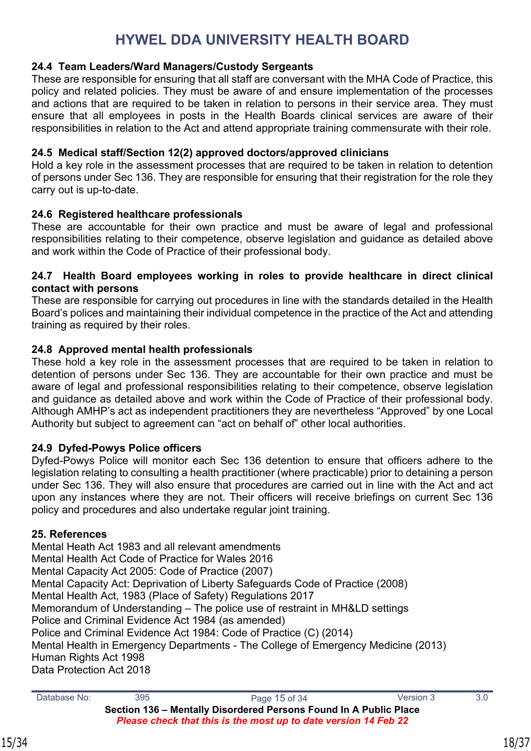### 24.4 Team Leaders/Ward Managers/Custody Sergeants

These are responsible for ensuring that all staff are conversant with the MHA Code of Practice, this policy and related policies. They must be aware of and ensure implementation of the processes and actions that are required to be taken in relation to persons in their service area. They must ensure that all employees in posts in the Health Boards clinical services are aware of their responsibilities in relation to the Act and attend appropriate training commensurate with their role.

### 24.5 Medical staff/Section 12(2) approved doctors/approved clinicians

Hold a key role in the assessment processes that are required to be taken in relation to detention of persons under Sec 136. They are responsible for ensuring that their registration for the role they carry out is up-to-date.

### 24.6 Registered healthcare professionals

These are accountable for their own practice and must be aware of legal and professional responsibilities relating to their competence, observe legislation and guidance as detailed above and work within the Code of Practice of their professional body.

### 24.7 Health Board employees working in roles to provide healthcare in direct clinical contact with persons

These are responsible for carrying out procedures in line with the standards detailed in the Health Board's polices and maintaining their individual competence in the practice of the Act and attending training as required by their roles.

### 24.8 Approved mental health professionals

These hold a key role in the assessment processes that are required to be taken in relation to detention of persons under Sec 136. They are accountable for their own practice and must be aware of legal and professional responsibilities relating to their competence, observe legislation and guidance as detailed above and work within the Code of Practice of their professional body. Although AMHP's act as independent practitioners they are nevertheless "Approved" by one Local Authority but subject to agreement can "act on behalf of" other local authorities.

### 24.9 Dyfed-Powys Police officers

Dyfed-Powys Police will monitor each Sec 136 detention to ensure that officers adhere to the legislation relating to consulting a health practitioner (where practicable) prior to detaining a person under Sec 136. They will also ensure that procedures are carried out in line with the Act and act upon any instances where they are not. Their officers will receive briefings on current Sec 136 policy and procedures and also undertake regular joint training.

## 25. References

Mental Heath Act 1983 and all relevant amendments
Mental Health Act Code of Practice for Wales 2016
Mental Capacity Act 2005: Code of Practice (2007)
Mental Capacity Act: Deprivation of Liberty Safeguards Code of Practice (2008)
Mental Health Act, 1983 (Place of Safety) Regulations 2017
Memorandum of Understanding – The police use of restraint in MH&LD settings
Police and Criminal Evidence Act 1984 (as amended)
Police and Criminal Evidence Act 1984: Code of Practice (C) (2014)
Mental Health in Emergency Departments - The College of Emergency Medicine (2013)
Human Rights Act 1998
Data Protection Act 2018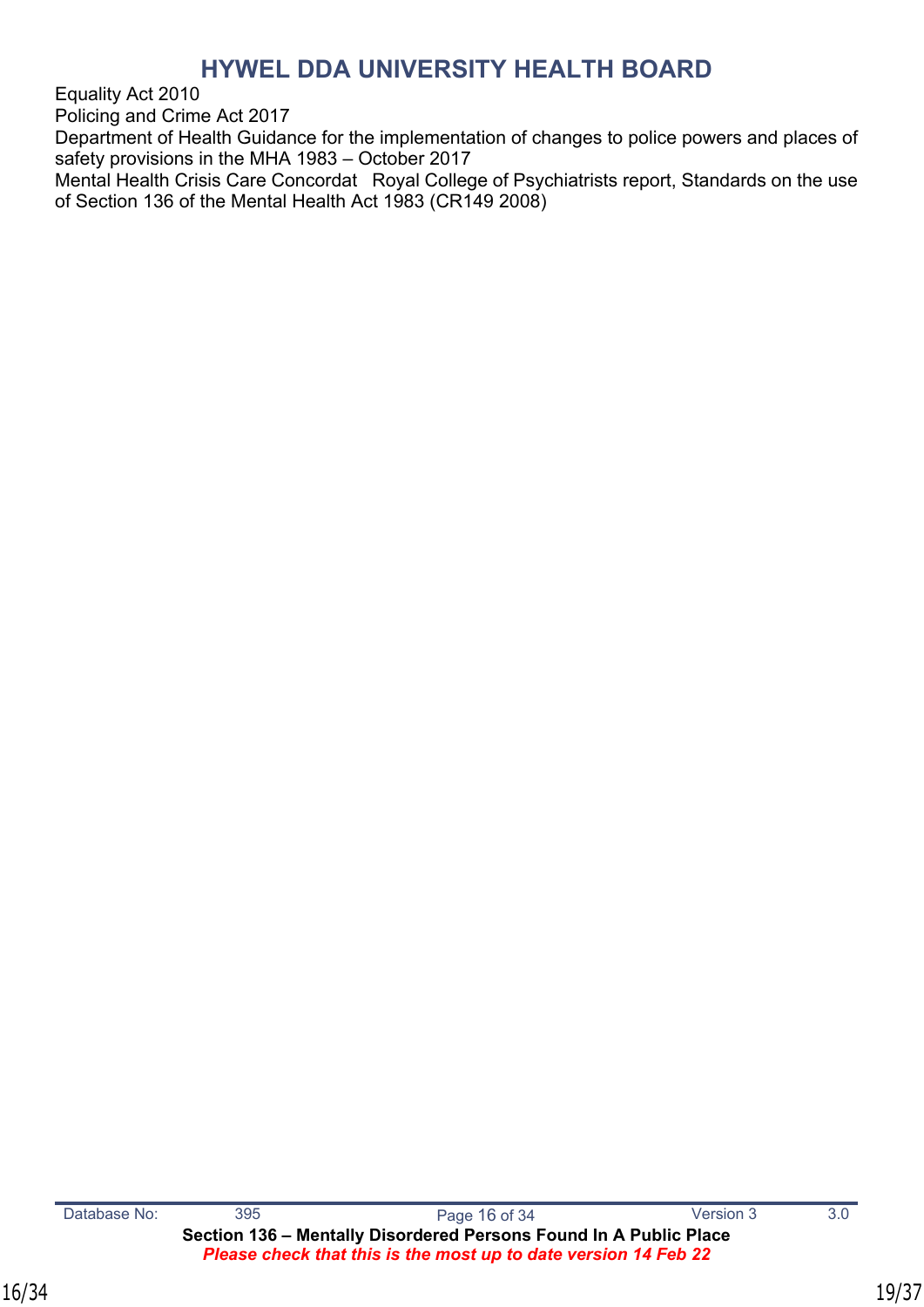Equality Act 2010
Policing and Crime Act 2017
Department of Health Guidance for the implementation of changes to police powers and places of safety provisions in the MHA 1983 – October 2017
Mental Health Crisis Care Concordat   Royal College of Psychiatrists report, Standards on the use of Section 136 of the Mental Health Act 1983 (CR149 2008)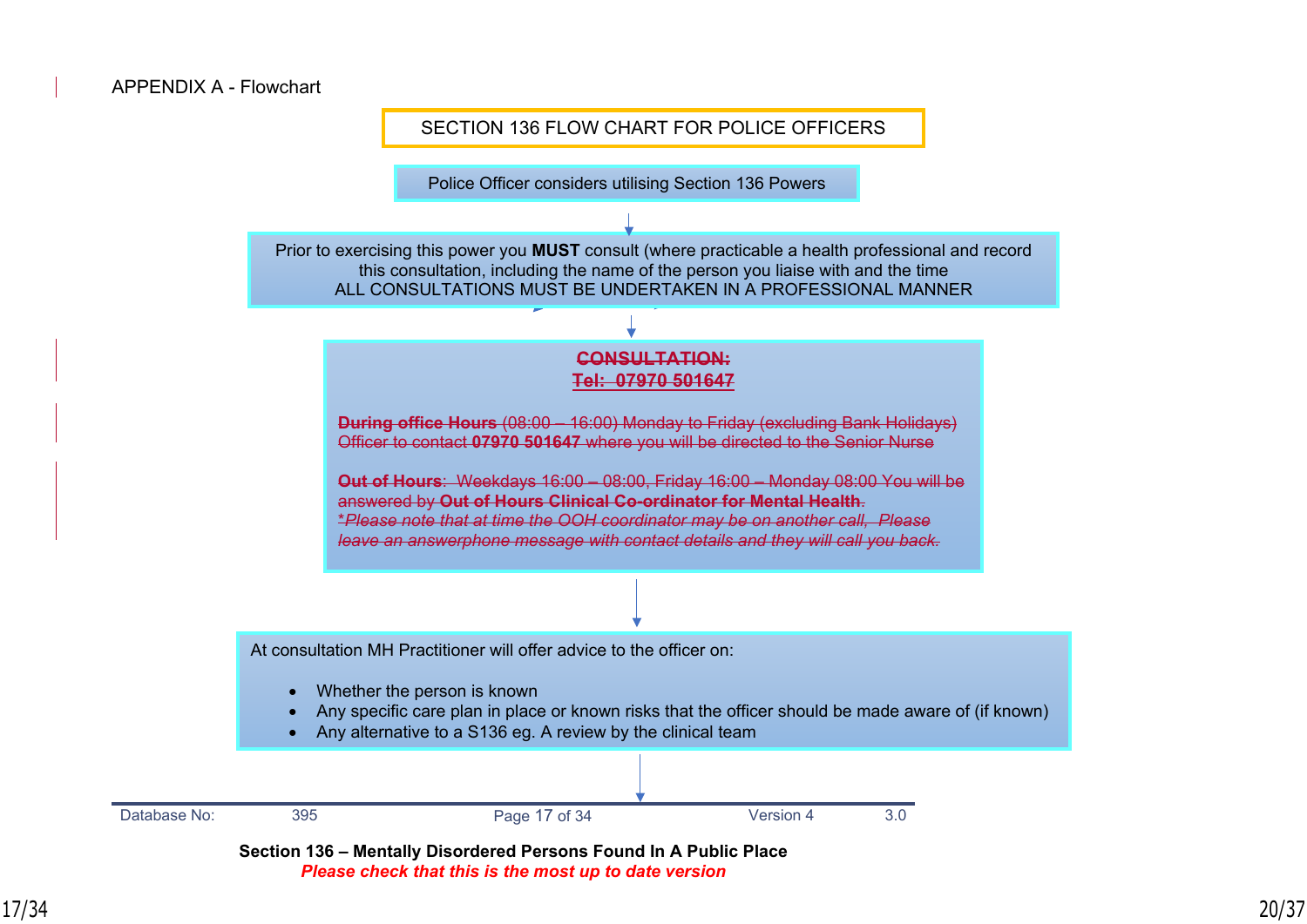APPENDIX A - Flowchart

**SECTION 136 FLOW CHART FOR POLICE OFFICERS**

Police Officer considers utilising Section 136 Powers

↓

Prior to exercising this power you **MUST** consult (where practicable a health professional and record this consultation, including the name of the person you liaise with and the time
ALL CONSULTATIONS MUST BE UNDERTAKEN IN A PROFESSIONAL MANNER

↓

~~**CONSULTATION:**~~
~~**Tel: 07970 501647**~~

~~**During office Hours** (08:00 – 16:00) Monday to Friday (excluding Bank Holidays) Officer to contact **07970 501647** where you will be directed to the Senior Nurse~~

~~**Out of Hours**: Weekdays 16:00 – 08:00, Friday 16:00 – Monday 08:00 You will be answered by **Out of Hours Clinical Co-ordinator for Mental Health**.~~
~~*\*Please note that at time the OOH coordinator may be on another call, Please leave an answerphone message with contact details and they will call you back.*~~

↓

At consultation MH Practitioner will offer advice to the officer on:

- Whether the person is known
- Any specific care plan in place or known risks that the officer should be made aware of (if known)
- Any alternative to a S136 eg. A review by the clinical team

↓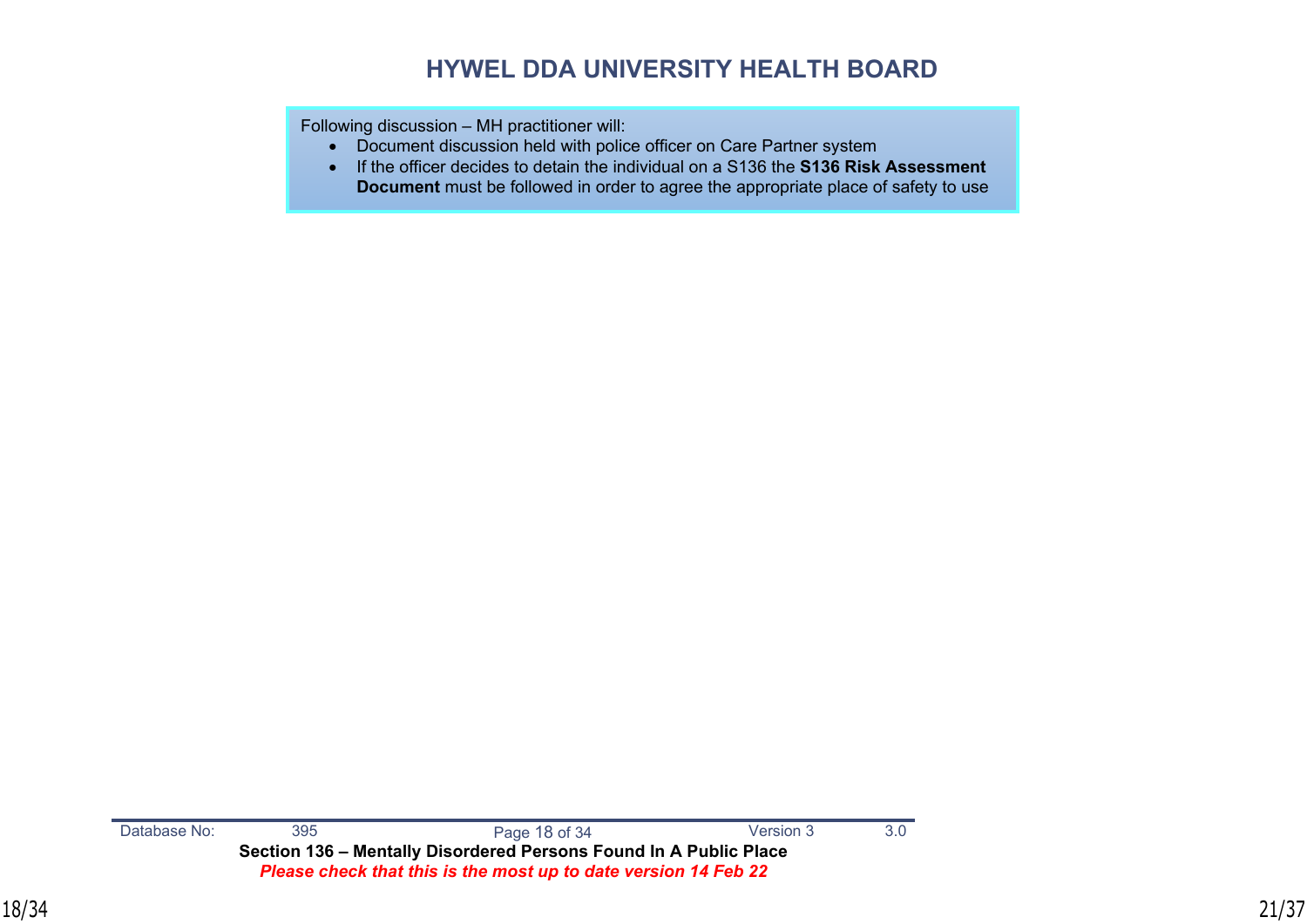Following discussion – MH practitioner will:

- Document discussion held with police officer on Care Partner system
- If the officer decides to detain the individual on a S136 the **S136 Risk Assessment Document** must be followed in order to agree the appropriate place of safety to use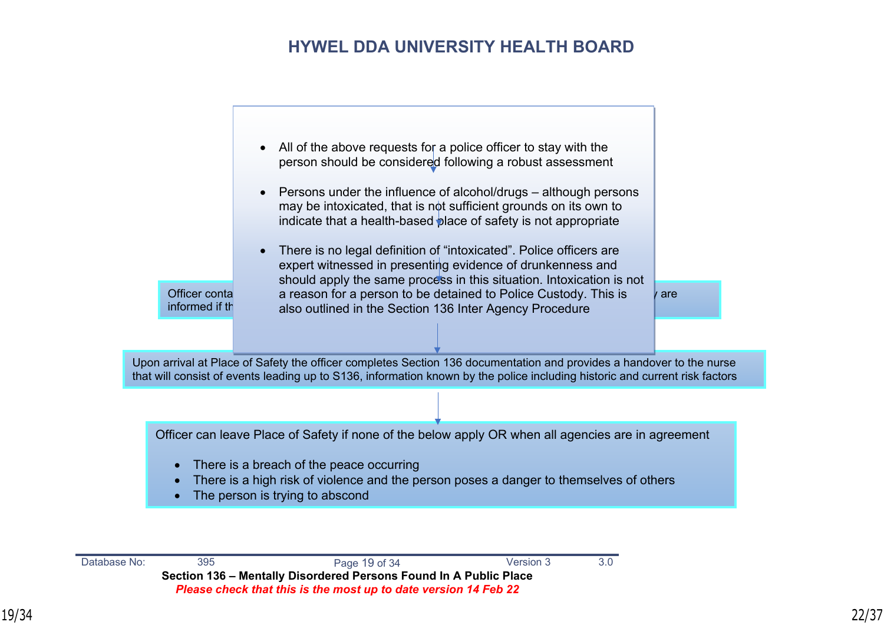## HYWEL DDA UNIVERSITY HEALTH BOARD

- All of the above requests for a police officer to stay with the person should be considered following a robust assessment
- Persons under the influence of alcohol/drugs – although persons may be intoxicated, that is not sufficient grounds on its own to indicate that a health-based place of safety is not appropriate
- There is no legal definition of "intoxicated". Police officers are expert witnessed in presenting evidence of drunkenness and should apply the same process in this situation. Intoxication is not a reason for a person to be detained to Police Custody. This is also outlined in the Section 136 Inter Agency Procedure

Officer conta... are informed if th...

Upon arrival at Place of Safety the officer completes Section 136 documentation and provides a handover to the nurse that will consist of events leading up to S136, information known by the police including historic and current risk factors

Officer can leave Place of Safety if none of the below apply OR when all agencies are in agreement

- There is a breach of the peace occurring
- There is a high risk of violence and the person poses a danger to themselves of others
- The person is trying to abscond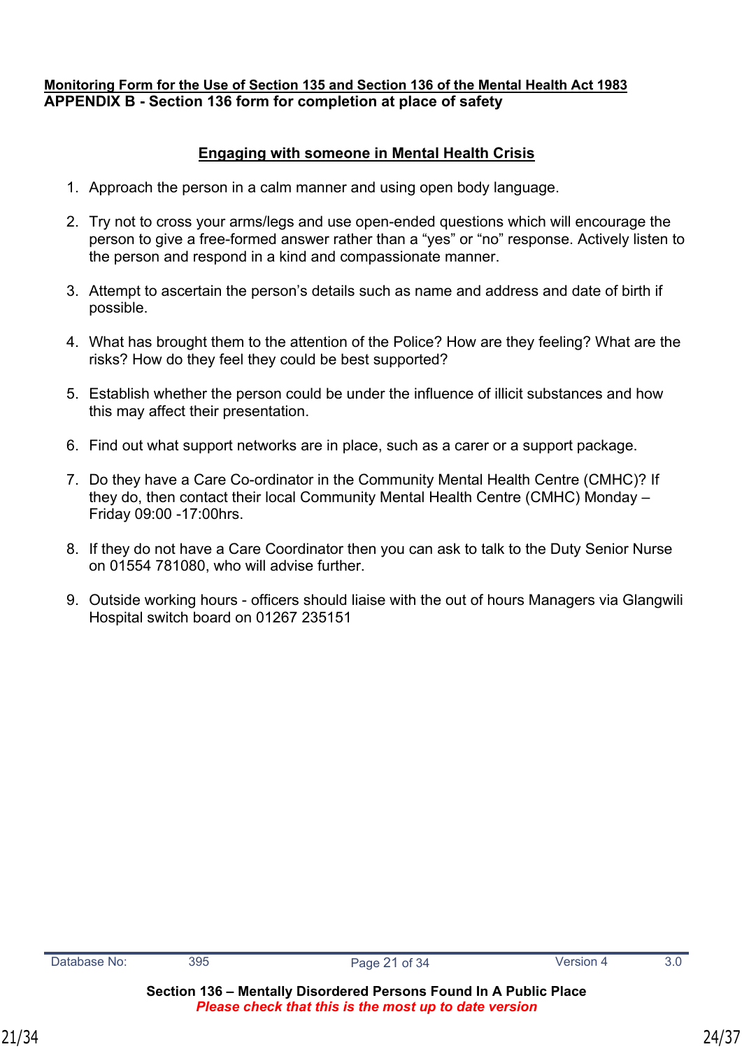**Monitoring Form for the Use of Section 135 and Section 136 of the Mental Health Act 1983**

**APPENDIX B - Section 136 form for completion at place of safety**

## Engaging with someone in Mental Health Crisis

1. Approach the person in a calm manner and using open body language.

2. Try not to cross your arms/legs and use open-ended questions which will encourage the person to give a free-formed answer rather than a “yes” or “no” response. Actively listen to the person and respond in a kind and compassionate manner.

3. Attempt to ascertain the person’s details such as name and address and date of birth if possible.

4. What has brought them to the attention of the Police? How are they feeling? What are the risks? How do they feel they could be best supported?

5. Establish whether the person could be under the influence of illicit substances and how this may affect their presentation.

6. Find out what support networks are in place, such as a carer or a support package.

7. Do they have a Care Co-ordinator in the Community Mental Health Centre (CMHC)? If they do, then contact their local Community Mental Health Centre (CMHC) Monday – Friday 09:00 -17:00hrs.

8. If they do not have a Care Coordinator then you can ask to talk to the Duty Senior Nurse on 01554 781080, who will advise further.

9. Outside working hours - officers should liaise with the out of hours Managers via Glangwili Hospital switch board on 01267 235151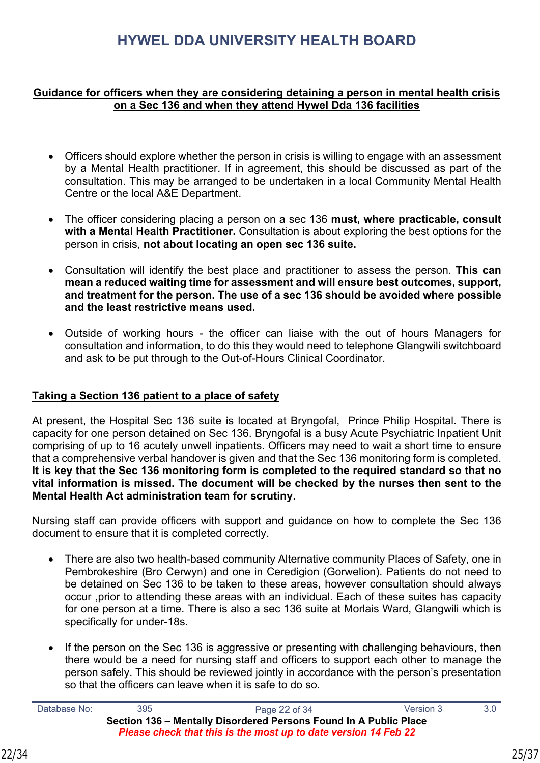## HYWEL DDA UNIVERSITY HEALTH BOARD

**Guidance for officers when they are considering detaining a person in mental health crisis on a Sec 136 and when they attend Hywel Dda 136 facilities**

- Officers should explore whether the person in crisis is willing to engage with an assessment by a Mental Health practitioner. If in agreement, this should be discussed as part of the consultation. This may be arranged to be undertaken in a local Community Mental Health Centre or the local A&E Department.

- The officer considering placing a person on a sec 136 **must, where practicable, consult with a Mental Health Practitioner.** Consultation is about exploring the best options for the person in crisis, **not about locating an open sec 136 suite.**

- Consultation will identify the best place and practitioner to assess the person. **This can mean a reduced waiting time for assessment and will ensure best outcomes, support, and treatment for the person. The use of a sec 136 should be avoided where possible and the least restrictive means used.**

- Outside of working hours - the officer can liaise with the out of hours Managers for consultation and information, to do this they would need to telephone Glangwili switchboard and ask to be put through to the Out-of-Hours Clinical Coordinator.

**Taking a Section 136 patient to a place of safety**

At present, the Hospital Sec 136 suite is located at Bryngofal, Prince Philip Hospital. There is capacity for one person detained on Sec 136. Bryngofal is a busy Acute Psychiatric Inpatient Unit comprising of up to 16 acutely unwell inpatients. Officers may need to wait a short time to ensure that a comprehensive verbal handover is given and that the Sec 136 monitoring form is completed. **It is key that the Sec 136 monitoring form is completed to the required standard so that no vital information is missed. The document will be checked by the nurses then sent to the Mental Health Act administration team for scrutiny**.

Nursing staff can provide officers with support and guidance on how to complete the Sec 136 document to ensure that it is completed correctly.

- There are also two health-based community Alternative community Places of Safety, one in Pembrokeshire (Bro Cerwyn) and one in Ceredigion (Gorwelion). Patients do not need to be detained on Sec 136 to be taken to these areas, however consultation should always occur ,prior to attending these areas with an individual. Each of these suites has capacity for one person at a time. There is also a sec 136 suite at Morlais Ward, Glangwili which is specifically for under-18s.

- If the person on the Sec 136 is aggressive or presenting with challenging behaviours, then there would be a need for nursing staff and officers to support each other to manage the person safely. This should be reviewed jointly in accordance with the person's presentation so that the officers can leave when it is safe to do so.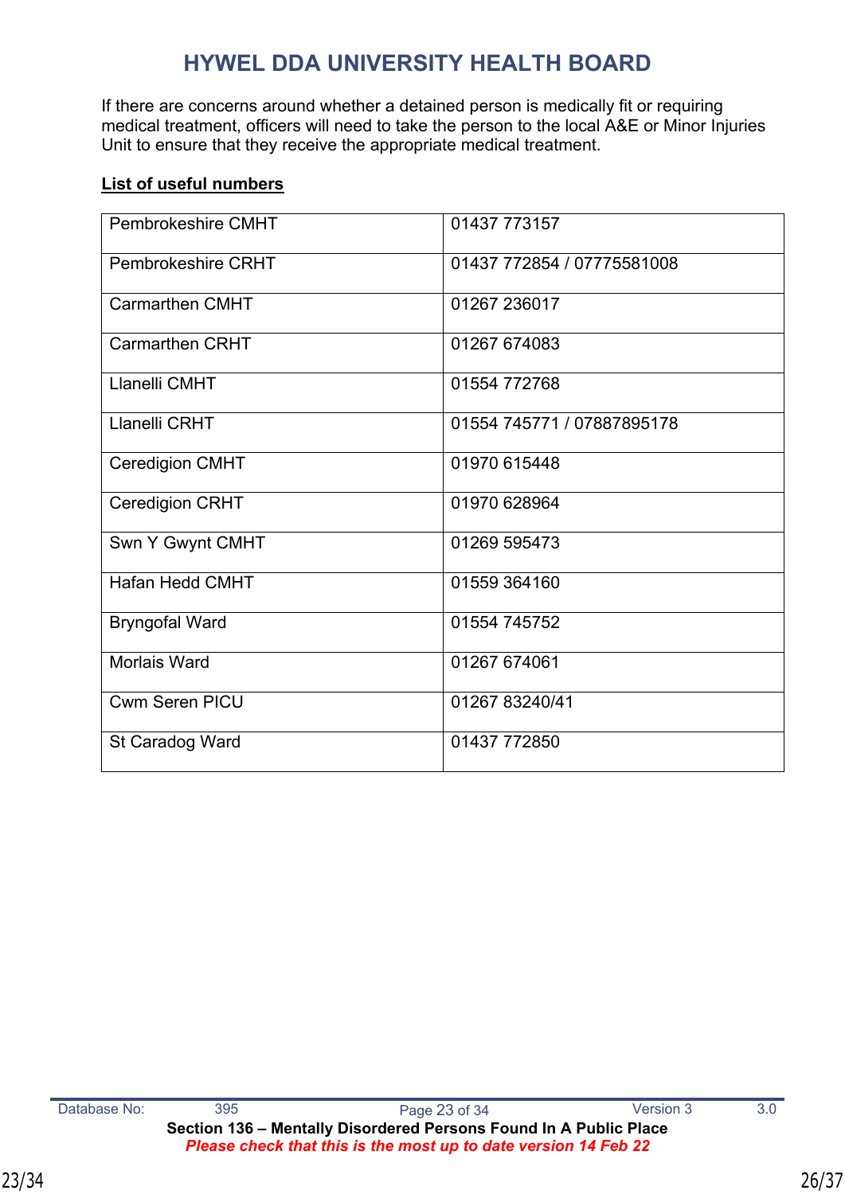# HYWEL DDA UNIVERSITY HEALTH BOARD

If there are concerns around whether a detained person is medically fit or requiring medical treatment, officers will need to take the person to the local A&E or Minor Injuries Unit to ensure that they receive the appropriate medical treatment.

**List of useful numbers**

| | |
|---|---|
| Pembrokeshire CMHT | 01437 773157 |
| Pembrokeshire CRHT | 01437 772854 / 07775581008 |
| Carmarthen CMHT | 01267 236017 |
| Carmarthen CRHT | 01267 674083 |
| Llanelli CMHT | 01554 772768 |
| Llanelli CRHT | 01554 745771 / 07887895178 |
| Ceredigion CMHT | 01970 615448 |
| Ceredigion CRHT | 01970 628964 |
| Swn Y Gwynt CMHT | 01269 595473 |
| Hafan Hedd CMHT | 01559 364160 |
| Bryngofal Ward | 01554 745752 |
| Morlais Ward | 01267 674061 |
| Cwm Seren PICU | 01267 83240/41 |
| St Caradog Ward | 01437 772850 |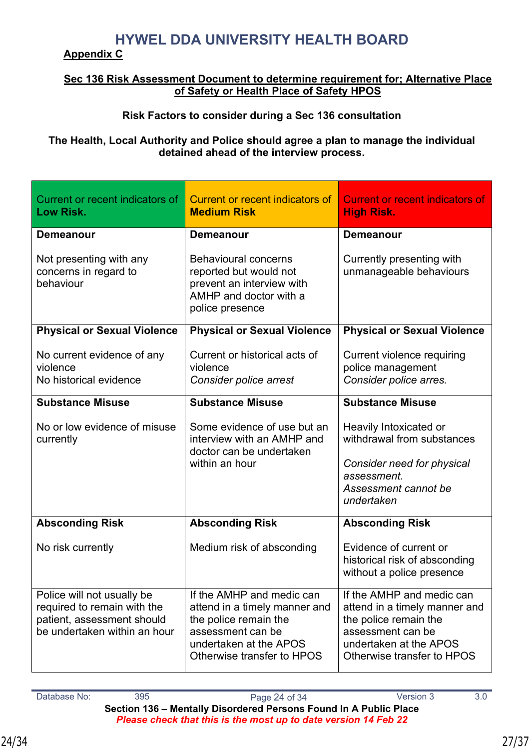# HYWEL DDA UNIVERSITY HEALTH BOARD

**Appendix C**

**Sec 136 Risk Assessment Document to determine requirement for; Alternative Place of Safety or Health Place of Safety HPOS**

**Risk Factors to consider during a Sec 136 consultation**

**The Health, Local Authority and Police should agree a plan to manage the individual detained ahead of the interview process.**

| Current or recent indicators of **Low Risk.** | Current or recent indicators of **Medium Risk** | Current or recent indicators of **High Risk.** |
|---|---|---|
| **Demeanour**<br><br>Not presenting with any concerns in regard to behaviour | **Demeanour**<br><br>Behavioural concerns reported but would not prevent an interview with AMHP and doctor with a police presence | **Demeanour**<br><br>Currently presenting with unmanageable behaviours |
| **Physical or Sexual Violence**<br><br>No current evidence of any violence<br>No historical evidence | **Physical or Sexual Violence**<br><br>Current or historical acts of violence<br>*Consider police arrest* | **Physical or Sexual Violence**<br><br>Current violence requiring police management<br>*Consider police arres.* |
| **Substance Misuse**<br><br>No or low evidence of misuse currently | **Substance Misuse**<br><br>Some evidence of use but an interview with an AMHP and doctor can be undertaken within an hour | **Substance Misuse**<br><br>Heavily Intoxicated or withdrawal from substances<br><br>*Consider need for physical assessment.*<br>*Assessment cannot be undertaken* |
| **Absconding Risk**<br><br>No risk currently | **Absconding Risk**<br><br>Medium risk of absconding | **Absconding Risk**<br><br>Evidence of current or historical risk of absconding without a police presence |
| Police will not usually be required to remain with the patient, assessment should be undertaken within an hour | If the AMHP and medic can attend in a timely manner and the police remain the assessment can be undertaken at the APOS Otherwise transfer to HPOS | If the AMHP and medic can attend in a timely manner and the police remain the assessment can be undertaken at the APOS Otherwise transfer to HPOS |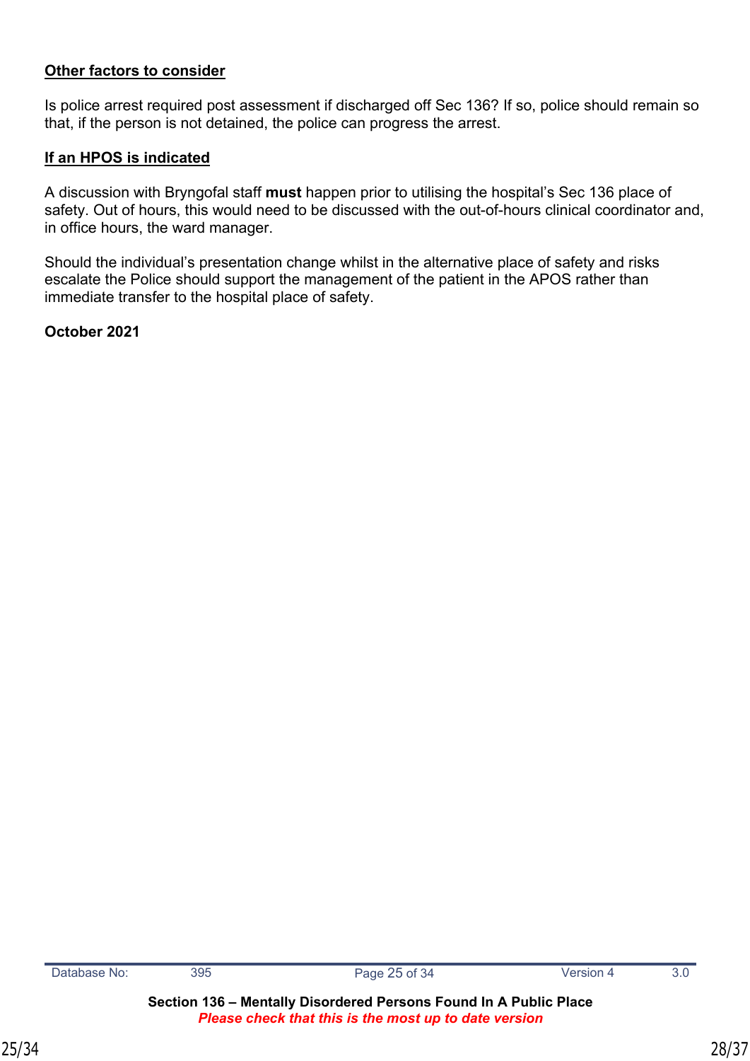**Other factors to consider**

Is police arrest required post assessment if discharged off Sec 136? If so, police should remain so that, if the person is not detained, the police can progress the arrest.

**If an HPOS is indicated**

A discussion with Bryngofal staff **must** happen prior to utilising the hospital's Sec 136 place of safety. Out of hours, this would need to be discussed with the out-of-hours clinical coordinator and, in office hours, the ward manager.

Should the individual's presentation change whilst in the alternative place of safety and risks escalate the Police should support the management of the patient in the APOS rather than immediate transfer to the hospital place of safety.

**October 2021**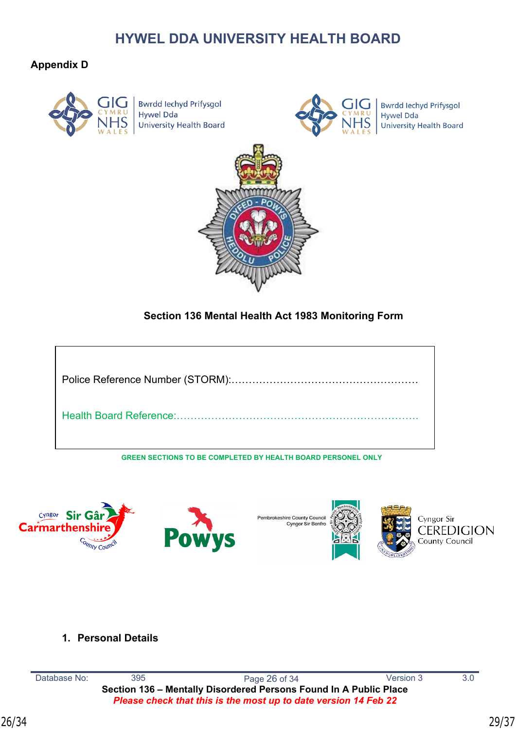# HYWEL DDA UNIVERSITY HEALTH BOARD

**Appendix D**

**Section 136 Mental Health Act 1983 Monitoring Form**

| |
|---|
| Police Reference Number (STORM):……………………………………………… |
| Health Board Reference:……………………………………………………………… |

GREEN SECTIONS TO BE COMPLETED BY HEALTH BOARD PERSONEL ONLY

1. **Personal Details**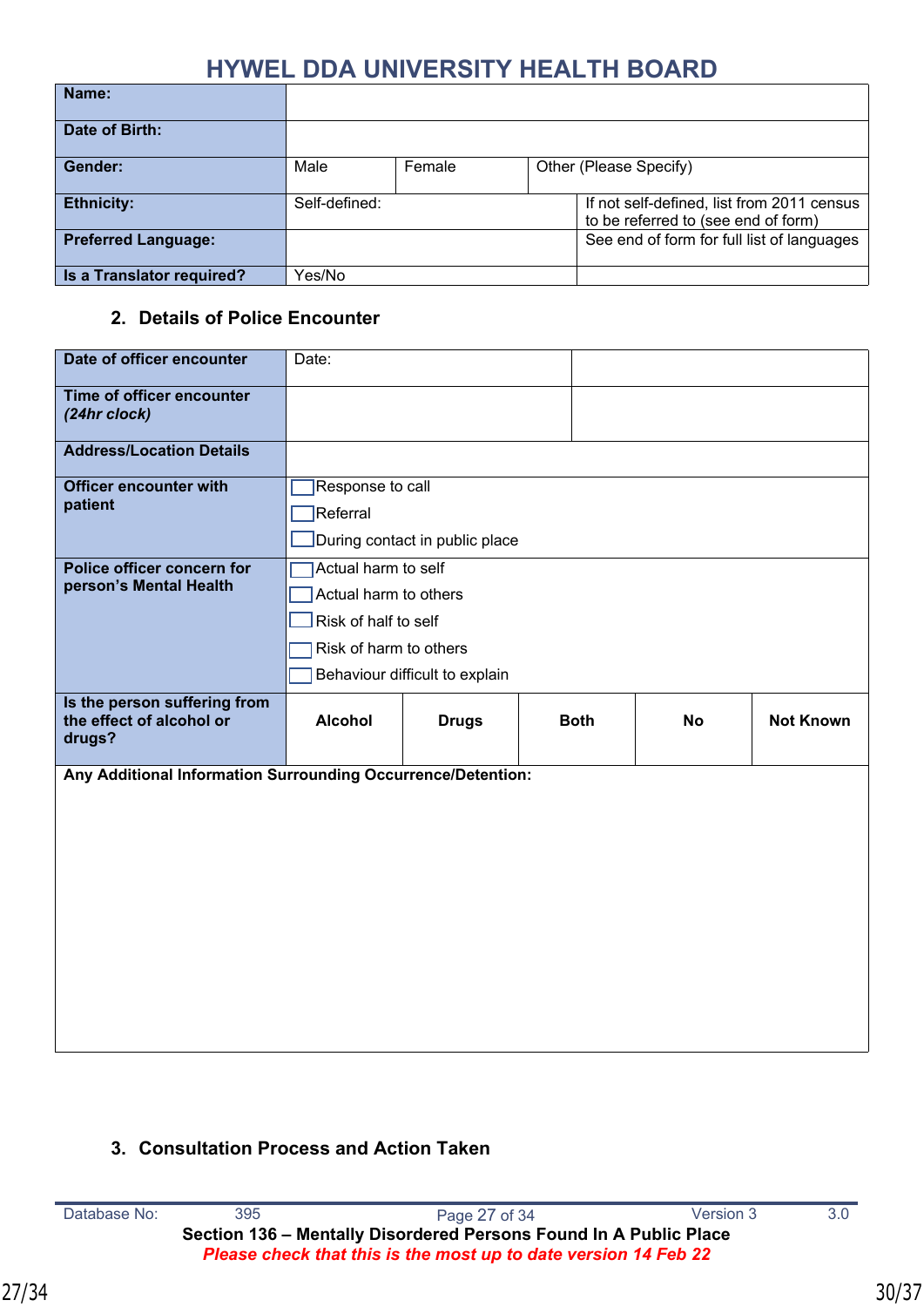# HYWEL DDA UNIVERSITY HEALTH BOARD

| Name: | | | |
|---|---|---|---|
| Date of Birth: | | | |
| Gender: | Male | Female | Other (Please Specify) |
| Ethnicity: | Self-defined: | | If not self-defined, list from 2011 census to be referred to (see end of form) |
| Preferred Language: | | | See end of form for full list of languages |
| Is a Translator required? | Yes/No | | |

## 2. Details of Police Encounter

| Date of officer encounter | Date: | | | | |
|---|---|---|---|---|---|
| Time of officer encounter *(24hr clock)* | | | | | |
| Address/Location Details | | | | | |
| Officer encounter with patient | ☐ Response to call<br>☐ Referral<br>☐ During contact in public place | | | | |
| Police officer concern for person's Mental Health | ☐ Actual harm to self<br>☐ Actual harm to others<br>☐ Risk of half to self<br>☐ Risk of harm to others<br>☐ Behaviour difficult to explain | | | | |
| Is the person suffering from the effect of alcohol or drugs? | **Alcohol** | **Drugs** | **Both** | **No** | **Not Known** |

**Any Additional Information Surrounding Occurrence/Detention:**

## 3. Consultation Process and Action Taken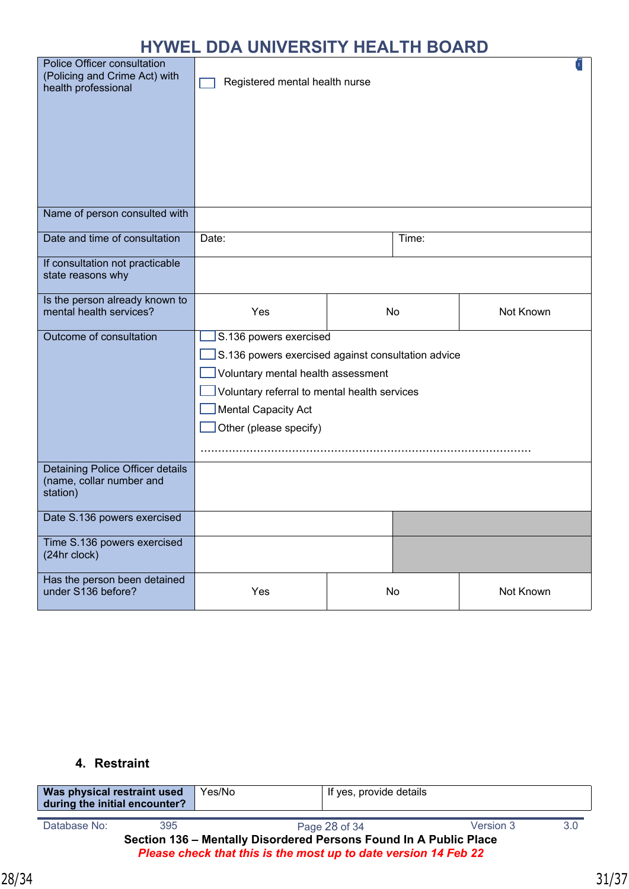# HYWEL DDA UNIVERSITY HEALTH BOARD

| | | | |
|---|---|---|---|
| Police Officer consultation (Policing and Crime Act) with health professional | ☐ Registered mental health nurse | | |
| Name of person consulted with | | | |
| Date and time of consultation | Date: | Time: | |
| If consultation not practicable state reasons why | | | |
| Is the person already known to mental health services? | Yes | No | Not Known |
| Outcome of consultation | ☐ S.136 powers exercised<br>☐ S.136 powers exercised against consultation advice<br>☐ Voluntary mental health assessment<br>☐ Voluntary referral to mental health services<br>☐ Mental Capacity Act<br>☐ Other (please specify)<br>............................................................................................... | | |
| Detaining Police Officer details (name, collar number and station) | | | |
| Date S.136 powers exercised | | | |
| Time S.136 powers exercised (24hr clock) | | | |
| Has the person been detained under S136 before? | Yes | No | Not Known |

## 4. Restraint

| | | |
|---|---|---|
| **Was physical restraint used during the initial encounter?** | Yes/No | If yes, provide details |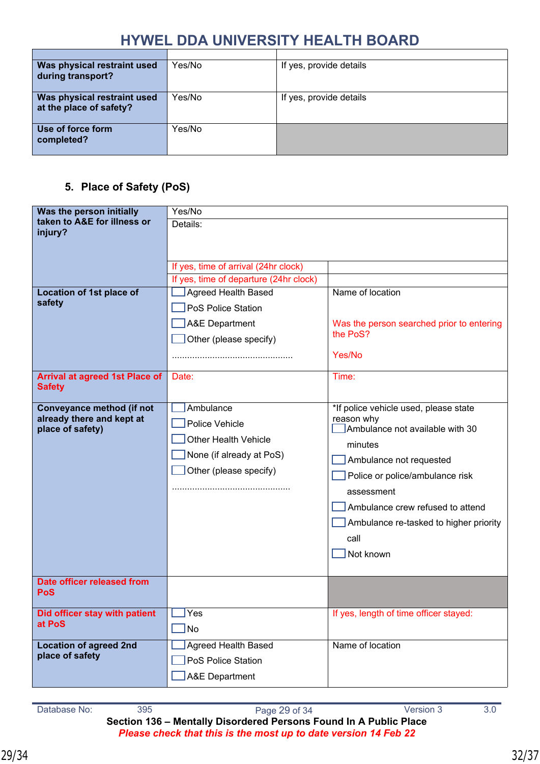| | | |
|---|---|---|
| **Was physical restraint used during transport?** | Yes/No | If yes, provide details |
| **Was physical restraint used at the place of safety?** | Yes/No | If yes, provide details |
| **Use of force form completed?** | Yes/No | |

## 5. Place of Safety (PoS)

| | | |
|---|---|---|
| **Was the person initially taken to A&E for illness or injury?** | Yes/No | |
| | Details: | |
| | If yes, time of arrival (24hr clock) | |
| | If yes, time of departure (24hr clock) | |
| **Location of 1st place of safety** | ☐ Agreed Health Based<br>☐ PoS Police Station<br>☐ A&E Department<br>☐ Other (please specify)<br>............................................... | Name of location<br><br>Was the person searched prior to entering the PoS?<br><br>Yes/No |
| **Arrival at agreed 1st Place of Safety** | Date: | Time: |
| **Conveyance method (if not already there and kept at place of safety)** | ☐ Ambulance<br>☐ Police Vehicle<br>☐ Other Health Vehicle<br>☐ None (if already at PoS)<br>☐ Other (please specify)<br>.............................................. | *If police vehicle used, please state reason why<br>☐ Ambulance not available with 30 minutes<br>☐ Ambulance not requested<br>☐ Police or police/ambulance risk assessment<br>☐ Ambulance crew refused to attend<br>☐ Ambulance re-tasked to higher priority call<br>☐ Not known |
| **Date officer released from PoS** | | |
| **Did officer stay with patient at PoS** | ☐ Yes<br>☐ No | If yes, length of time officer stayed: |
| **Location of agreed 2nd place of safety** | ☐ Agreed Health Based<br>☐ PoS Police Station<br>☐ A&E Department | Name of location |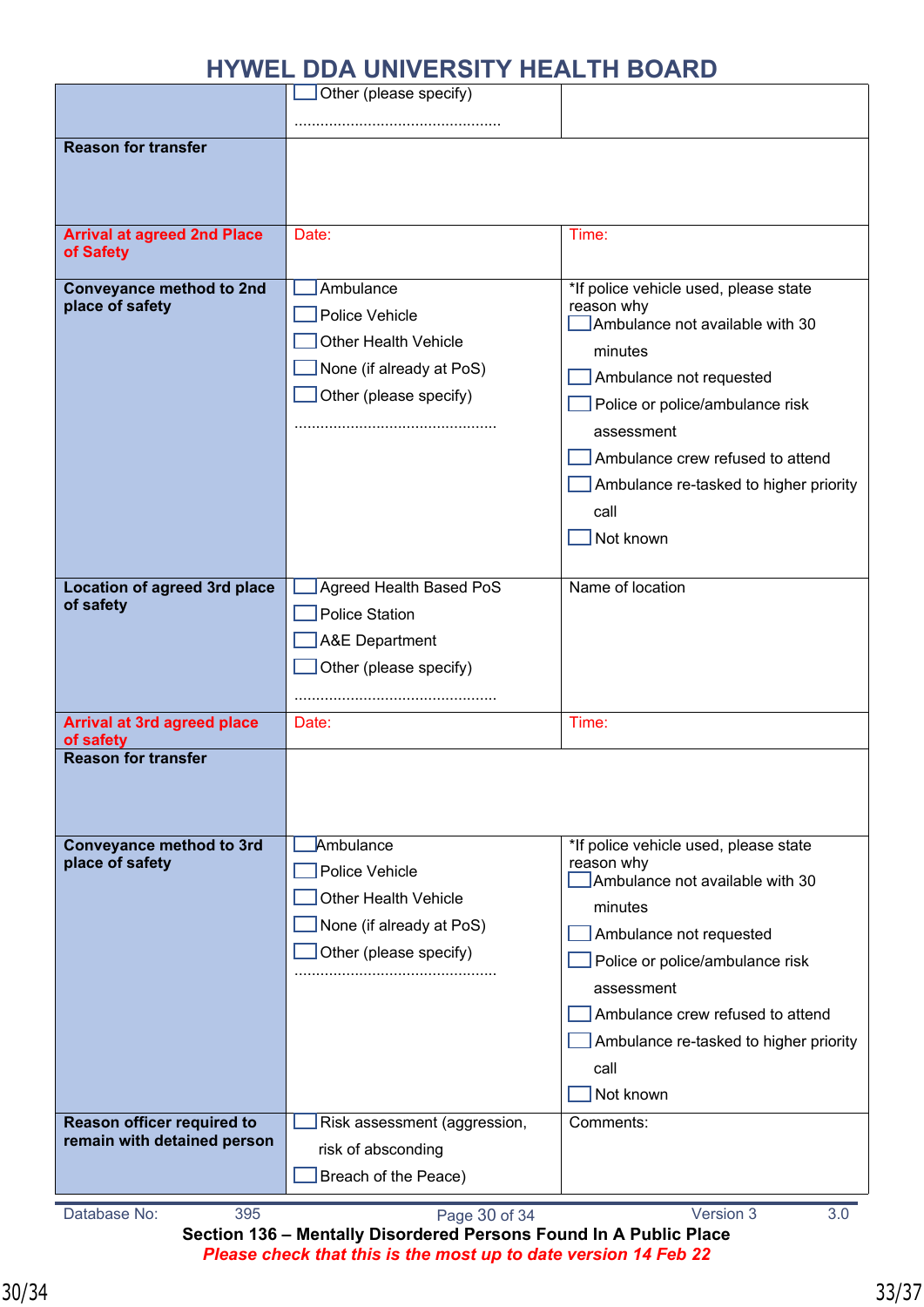# HYWEL DDA UNIVERSITY HEALTH BOARD

| | | |
|---|---|---|
| | ☐ Other (please specify) ............................................... | |
| **Reason for transfer** | | |
| **Arrival at agreed 2nd Place of Safety** | Date: | Time: |
| **Conveyance method to 2nd place of safety** | ☐ Ambulance<br>☐ Police Vehicle<br>☐ Other Health Vehicle<br>☐ None (if already at PoS)<br>☐ Other (please specify)<br>.............................................. | *If police vehicle used, please state reason why<br>☐ Ambulance not available with 30 minutes<br>☐ Ambulance not requested<br>☐ Police or police/ambulance risk assessment<br>☐ Ambulance crew refused to attend<br>☐ Ambulance re-tasked to higher priority call<br>☐ Not known |
| **Location of agreed 3rd place of safety** | ☐ Agreed Health Based PoS<br>☐ Police Station<br>☐ A&E Department<br>☐ Other (please specify)<br>.............................................. | Name of location |
| **Arrival at 3rd agreed place of safety** | Date: | Time: |
| **Reason for transfer** | | |
| **Conveyance method to 3rd place of safety** | ☐ Ambulance<br>☐ Police Vehicle<br>☐ Other Health Vehicle<br>☐ None (if already at PoS)<br>☐ Other (please specify)<br>.............................................. | *If police vehicle used, please state reason why<br>☐ Ambulance not available with 30 minutes<br>☐ Ambulance not requested<br>☐ Police or police/ambulance risk assessment<br>☐ Ambulance crew refused to attend<br>☐ Ambulance re-tasked to higher priority call<br>☐ Not known |
| **Reason officer required to remain with detained person** | ☐ Risk assessment (aggression, risk of absconding<br>☐ Breach of the Peace) | Comments: |

Database No: 395 Version 3 3.0

**Section 136 – Mentally Disordered Persons Found In A Public Place**

***Please check that this is the most up to date version 14 Feb 22***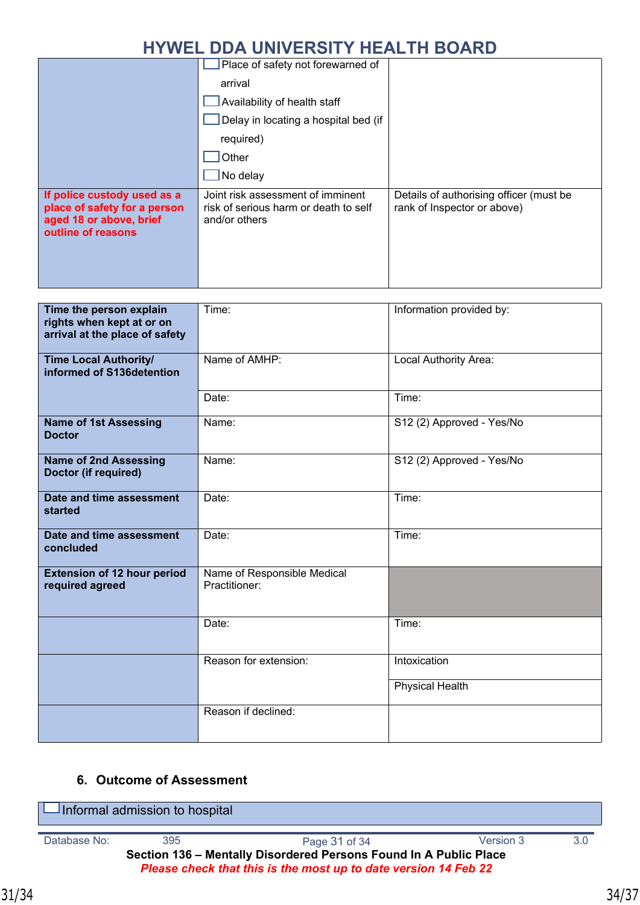| | | |
|---|---|---|
| | ☐ Place of safety not forewarned of arrival<br>☐ Availability of health staff<br>☐ Delay in locating a hospital bed (if required)<br>☐ Other<br>☐ No delay | |
| **If police custody used as a place of safety for a person aged 18 or above, brief outline of reasons** | Joint risk assessment of imminent risk of serious harm or death to self and/or others | Details of authorising officer (must be rank of Inspector or above) |

| | | |
|---|---|---|
| **Time the person explain rights when kept at or on arrival at the place of safety** | Time: | Information provided by: |
| **Time Local Authority/ informed of S136detention** | Name of AMHP: | Local Authority Area: |
| | Date: | Time: |
| **Name of 1st Assessing Doctor** | Name: | S12 (2) Approved - Yes/No |
| **Name of 2nd Assessing Doctor (if required)** | Name: | S12 (2) Approved - Yes/No |
| **Date and time assessment started** | Date: | Time: |
| **Date and time assessment concluded** | Date: | Time: |
| **Extension of 12 hour period required agreed** | Name of Responsible Medical Practitioner: | |
| | Date: | Time: |
| | Reason for extension: | Intoxication<br>Physical Health |
| | Reason if declined: | |

## 6. Outcome of Assessment

| |
|---|
| ☐ Informal admission to hospital |

Database No: 395 Version 3 3.0

**Section 136 – Mentally Disordered Persons Found In A Public Place**

***Please check that this is the most up to date version 14 Feb 22***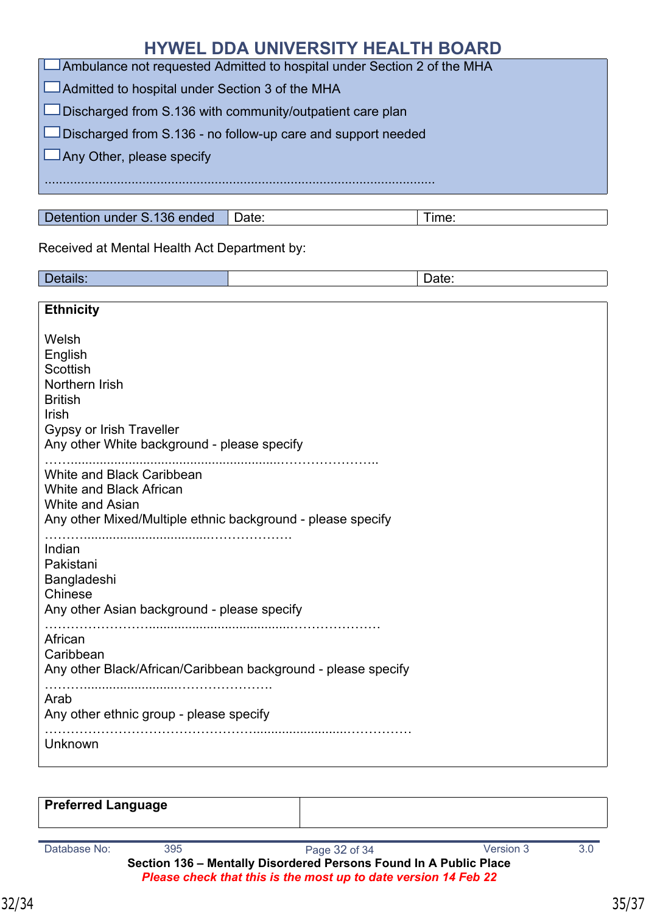# HYWEL DDA UNIVERSITY HEALTH BOARD

☐ Ambulance not requested Admitted to hospital under Section 2 of the MHA

☐ Admitted to hospital under Section 3 of the MHA

☐ Discharged from S.136 with community/outpatient care plan

☐ Discharged from S.136 - no follow-up care and support needed

☐ Any Other, please specify

..........................................................................................................................

| Detention under S.136 ended | Date: | Time: |
|---|---|---|

Received at Mental Health Act Department by:

| Details: | | Date: |
|---|---|---|

**Ethnicity**

Welsh
English
Scottish
Northern Irish
British
Irish
Gypsy or Irish Traveller
Any other White background - please specify
……..........................................................……………….
White and Black Caribbean
White and Black African
White and Asian
Any other Mixed/Multiple ethnic background - please specify
……….......................................……………….
Indian
Pakistani
Bangladeshi
Chinese
Any other Asian background - please specify
……………………........................................………………….
African
Caribbean
Any other Black/African/Caribbean background - please specify
……...............................………………….
Arab
Any other ethnic group - please specify
…………………………………………......................……………
Unknown

| Preferred Language | |
|---|---|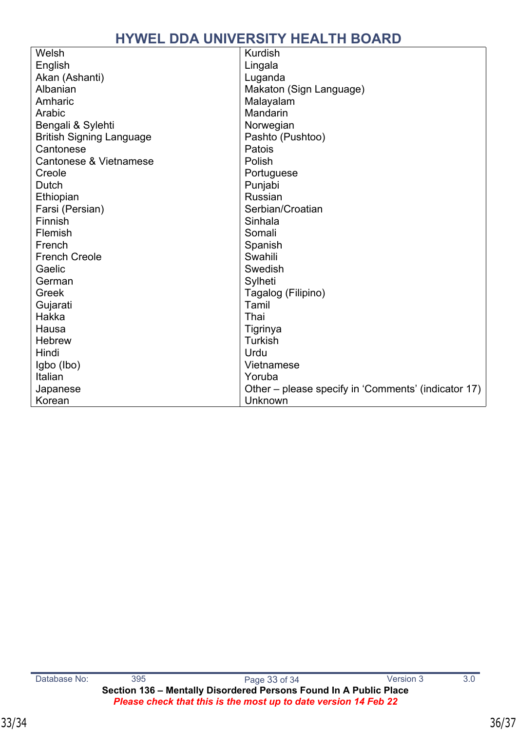| Welsh | Kurdish |
|---|---|
| English | Lingala |
| Akan (Ashanti) | Luganda |
| Albanian | Makaton (Sign Language) |
| Amharic | Malayalam |
| Arabic | Mandarin |
| Bengali & Sylehti | Norwegian |
| British Signing Language | Pashto (Pushtoo) |
| Cantonese | Patois |
| Cantonese & Vietnamese | Polish |
| Creole | Portuguese |
| Dutch | Punjabi |
| Ethiopian | Russian |
| Farsi (Persian) | Serbian/Croatian |
| Finnish | Sinhala |
| Flemish | Somali |
| French | Spanish |
| French Creole | Swahili |
| Gaelic | Swedish |
| German | Sylheti |
| Greek | Tagalog (Filipino) |
| Gujarati | Tamil |
| Hakka | Thai |
| Hausa | Tigrinya |
| Hebrew | Turkish |
| Hindi | Urdu |
| Igbo (Ibo) | Vietnamese |
| Italian | Yoruba |
| Japanese | Other – please specify in 'Comments' (indicator 17) |
| Korean | Unknown |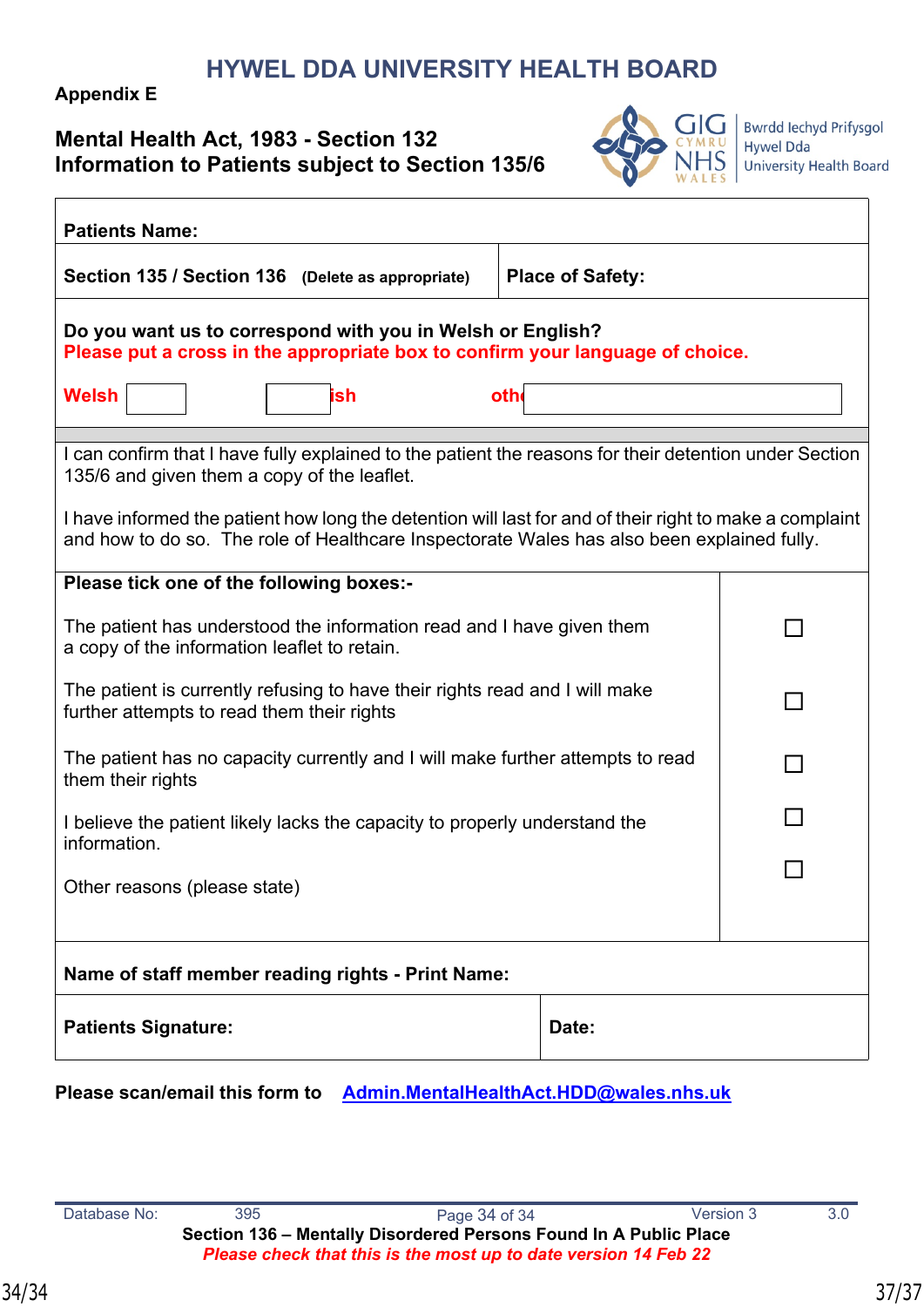# HYWEL DDA UNIVERSITY HEALTH BOARD

**Appendix E**

**Mental Health Act, 1983 - Section 132**
**Information to Patients subject to Section 135/6**

Bwrdd Iechyd Prifysgol Hywel Dda University Health Board

| | |
|---|---|
| **Patients Name:** | |
| **Section 135 / Section 136** **(Delete as appropriate)** | **Place of Safety:** |
| **Do you want us to correspond with you in Welsh or English?** **Please put a cross in the appropriate box to confirm your language of choice.** **Welsh** ☐ ☐ **ish** **othe** ☐ | |
| I can confirm that I have fully explained to the patient the reasons for their detention under Section 135/6 and given them a copy of the leaflet. I have informed the patient how long the detention will last for and of their right to make a complaint and how to do so. The role of Healthcare Inspectorate Wales has also been explained fully. | |
| **Please tick one of the following boxes:-** | |
| The patient has understood the information read and I have given them a copy of the information leaflet to retain. | ☐ |
| The patient is currently refusing to have their rights read and I will make further attempts to read them their rights | ☐ |
| The patient has no capacity currently and I will make further attempts to read them their rights | ☐ |
| I believe the patient likely lacks the capacity to properly understand the information. | ☐ |
| Other reasons (please state) | ☐ |
| **Name of staff member reading rights - Print Name:** | |
| **Patients Signature:** | **Date:** |

**Please scan/email this form to** Admin.MentalHealthAct.HDD@wales.nhs.uk